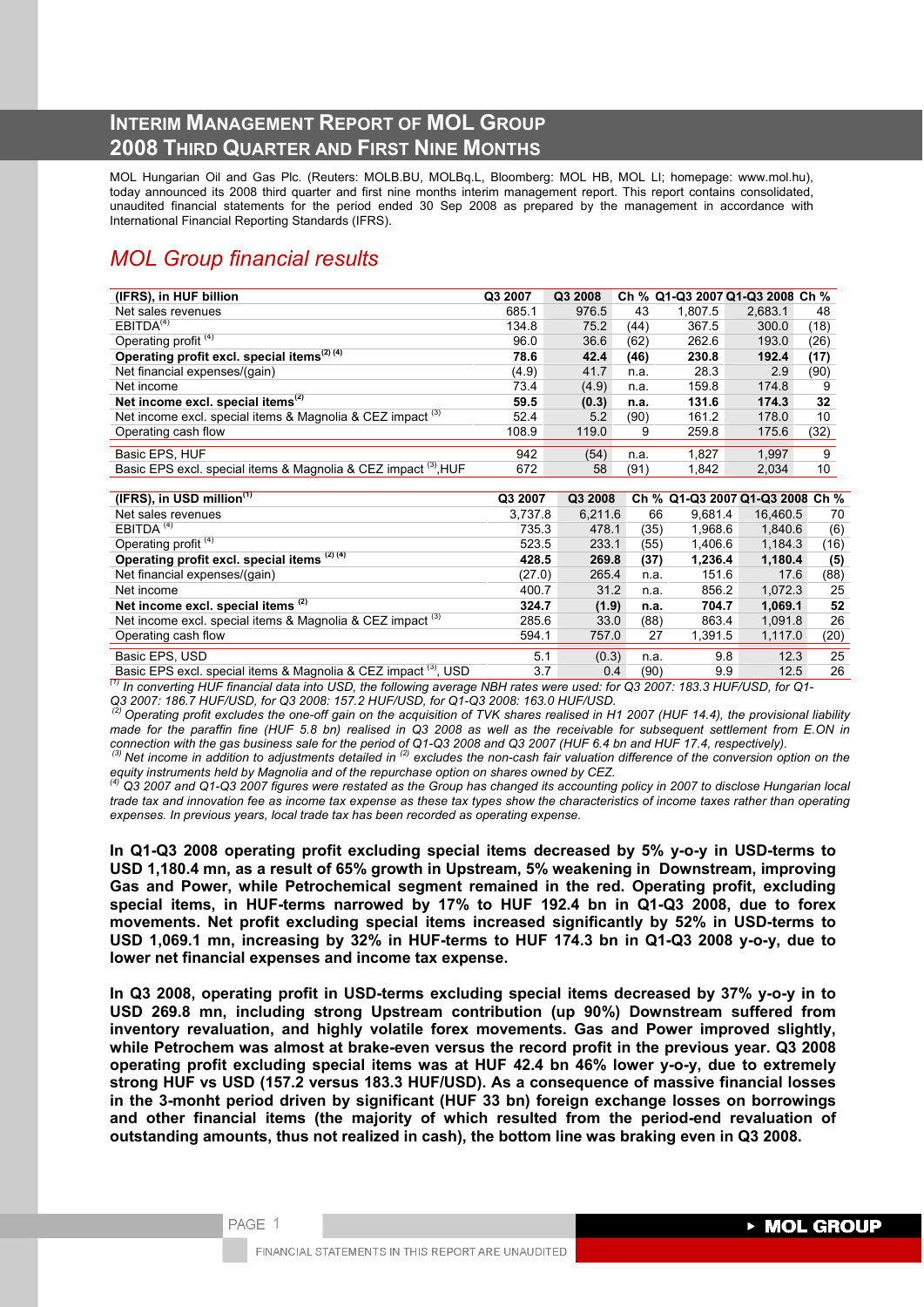# INTERIM MANAGEMENT REPORT OF MOL GROUP 2008 THIRD QUARTER AND FIRST NINE MONTHS

MOL Hungarian Oil and Gas Plc. (Reuters: MOLB.BU, MOLBq.L, Bloomberg: MOL HB, MOL LI; homepage: www.mol.hu), today announced its 2008 third quarter and first nine months interim management report. This report contains consolidated, unaudited financial statements for the period ended 30 Sep 2008 as prepared by the management in accordance with International Financial Reporting Standards (IFRS).

## *MOL Group financial results*

| (IFRS), in HUF billion | Q3 2007 | Q3 2008 | Ch % | Q1-Q3 2007 | Q1-Q3 2008 | Ch % |
|---|---|---|---|---|---|---|
| Net sales revenues | 685.1 | 976.5 | 43 | 1,807.5 | 2,683.1 | 48 |
| EBITDA[4] | 134.8 | 75.2 | (44) | 367.5 | 300.0 | (18) |
| Operating profit [4] | 96.0 | 36.6 | (62) | 262.6 | 193.0 | (26) |
| **Operating profit excl. special items[2] [4]** | **78.6** | **42.4** | **(46)** | **230.8** | **192.4** | **(17)** |
| Net financial expenses/(gain) | (4.9) | 41.7 | n.a. | 28.3 | 2.9 | (90) |
| Net income | 73.4 | (4.9) | n.a. | 159.8 | 174.8 | 9 |
| **Net income excl. special items[2]** | **59.5** | **(0.3)** | **n.a.** | **131.6** | **174.3** | **32** |
| Net income excl. special items & Magnolia & CEZ impact [3] | 52.4 | 5.2 | (90) | 161.2 | 178.0 | 10 |
| Operating cash flow | 108.9 | 119.0 | 9 | 259.8 | 175.6 | (32) |
| Basic EPS, HUF | 942 | (54) | n.a. | 1,827 | 1,997 | 9 |
| Basic EPS excl. special items & Magnolia & CEZ impact [3],HUF | 672 | 58 | (91) | 1,842 | 2,034 | 10 |

| (IFRS), in USD million[1] | Q3 2007 | Q3 2008 | Ch % | Q1-Q3 2007 | Q1-Q3 2008 | Ch % |
|---|---|---|---|---|---|---|
| Net sales revenues | 3,737.8 | 6,211.6 | 66 | 9,681.4 | 16,460.5 | 70 |
| EBITDA [4] | 735.3 | 478.1 | (35) | 1,968.6 | 1,840.6 | (6) |
| Operating profit [4] | 523.5 | 233.1 | (55) | 1,406.6 | 1,184.3 | (16) |
| **Operating profit excl. special items [2] [4]** | **428.5** | **269.8** | **(37)** | **1,236.4** | **1,180.4** | **(5)** |
| Net financial expenses/(gain) | (27.0) | 265.4 | n.a. | 151.6 | 17.6 | (88) |
| Net income | 400.7 | 31.2 | n.a. | 856.2 | 1,072.3 | 25 |
| **Net income excl. special items [2]** | **324.7** | **(1.9)** | **n.a.** | **704.7** | **1,069.1** | **52** |
| Net income excl. special items & Magnolia & CEZ impact [3] | 285.6 | 33.0 | (88) | 863.4 | 1,091.8 | 26 |
| Operating cash flow | 594.1 | 757.0 | 27 | 1,391.5 | 1,117.0 | (20) |
| Basic EPS, USD | 5.1 | (0.3) | n.a. | 9.8 | 12.3 | 25 |
| Basic EPS excl. special items & Magnolia & CEZ impact [3], USD | 3.7 | 0.4 | (90) | 9.9 | 12.5 | 26 |

*[1] In converting HUF financial data into USD, the following average NBH rates were used: for Q3 2007: 183.3 HUF/USD, for Q1-Q3 2007: 186.7 HUF/USD, for Q3 2008: 157.2 HUF/USD, for Q1-Q3 2008: 163.0 HUF/USD.*

*[2] Operating profit excludes the one-off gain on the acquisition of TVK shares realised in H1 2007 (HUF 14.4), the provisional liability made for the paraffin fine (HUF 5.8 bn) realised in Q3 2008 as well as the receivable for subsequent settlement from E.ON in connection with the gas business sale for the period of Q1-Q3 2008 and Q3 2007 (HUF 6.4 bn and HUF 17.4, respectively).*

*[3] Net income in addition to adjustments detailed in [2] excludes the non-cash fair valuation difference of the conversion option on the equity instruments held by Magnolia and of the repurchase option on shares owned by CEZ.*

*[4] Q3 2007 and Q1-Q3 2007 figures were restated as the Group has changed its accounting policy in 2007 to disclose Hungarian local trade tax and innovation fee as income tax expense as these tax types show the characteristics of income taxes rather than operating expenses. In previous years, local trade tax has been recorded as operating expense.*

**In Q1-Q3 2008 operating profit excluding special items decreased by 5% y-o-y in USD-terms to USD 1,180.4 mn, as a result of 65% growth in Upstream, 5% weakening in Downstream, improving Gas and Power, while Petrochemical segment remained in the red. Operating profit, excluding special items, in HUF-terms narrowed by 17% to HUF 192.4 bn in Q1-Q3 2008, due to forex movements. Net profit excluding special items increased significantly by 52% in USD-terms to USD 1,069.1 mn, increasing by 32% in HUF-terms to HUF 174.3 bn in Q1-Q3 2008 y-o-y, due to lower net financial expenses and income tax expense.**

**In Q3 2008, operating profit in USD-terms excluding special items decreased by 37% y-o-y in to USD 269.8 mn, including strong Upstream contribution (up 90%) Downstream suffered from inventory revaluation, and highly volatile forex movements. Gas and Power improved slightly, while Petrochem was almost at brake-even versus the record profit in the previous year. Q3 2008 operating profit excluding special items was at HUF 42.4 bn 46% lower y-o-y, due to extremely strong HUF vs USD (157.2 versus 183.3 HUF/USD). As a consequence of massive financial losses in the 3-monht period driven by significant (HUF 33 bn) foreign exchange losses on borrowings and other financial items (the majority of which resulted from the period-end revaluation of outstanding amounts, thus not realized in cash), the bottom line was braking even in Q3 2008.**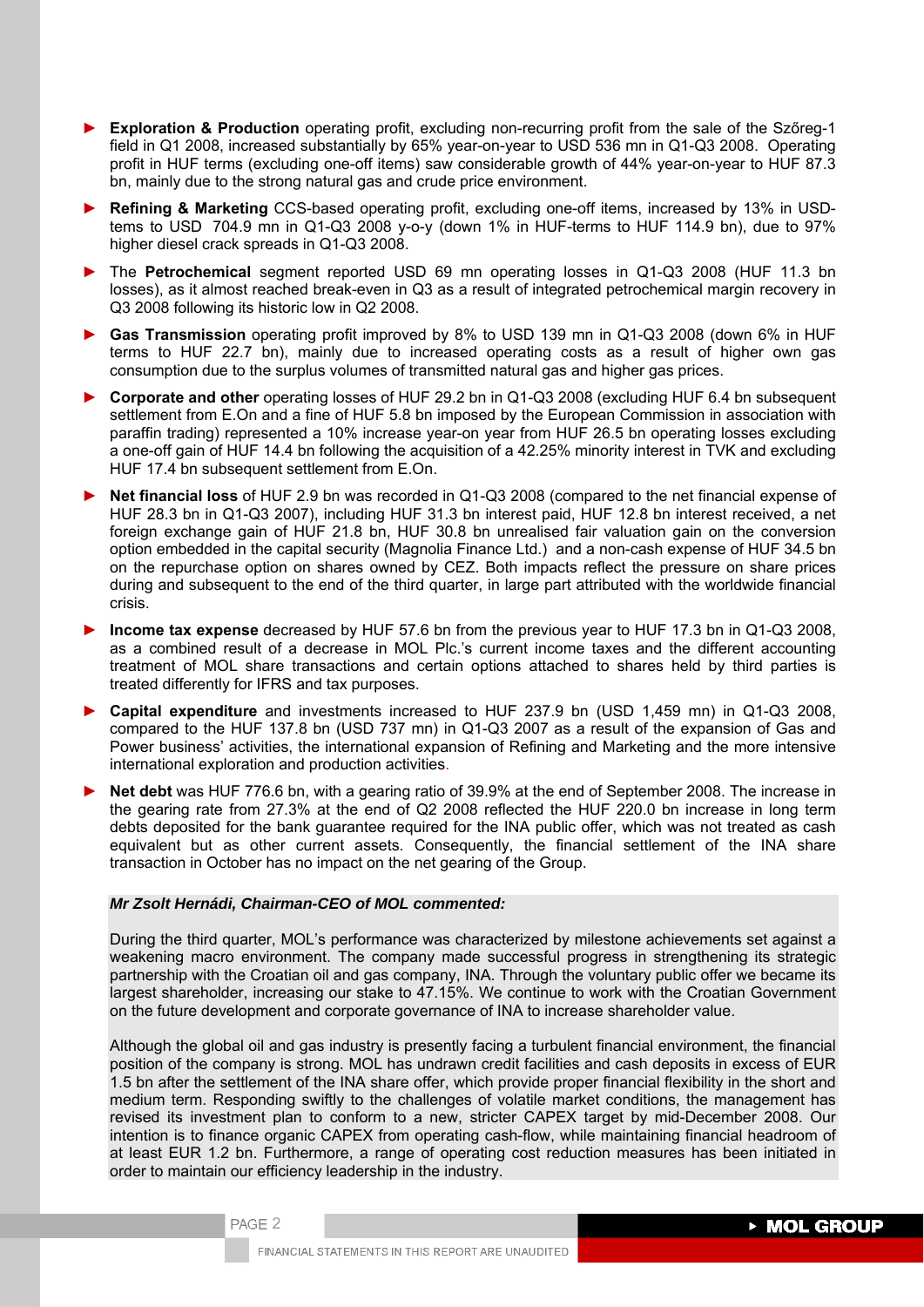- **Exploration & Production** operating profit, excluding non-recurring profit from the sale of the Szőreg-1 field in Q1 2008, increased substantially by 65% year-on-year to USD 536 mn in Q1-Q3 2008. Operating profit in HUF terms (excluding one-off items) saw considerable growth of 44% year-on-year to HUF 87.3 bn, mainly due to the strong natural gas and crude price environment.
- **Refining & Marketing** CCS-based operating profit, excluding one-off items, increased by 13% in USD-tems to USD 704.9 mn in Q1-Q3 2008 y-o-y (down 1% in HUF-terms to HUF 114.9 bn), due to 97% higher diesel crack spreads in Q1-Q3 2008.
- The **Petrochemical** segment reported USD 69 mn operating losses in Q1-Q3 2008 (HUF 11.3 bn losses), as it almost reached break-even in Q3 as a result of integrated petrochemical margin recovery in Q3 2008 following its historic low in Q2 2008.
- **Gas Transmission** operating profit improved by 8% to USD 139 mn in Q1-Q3 2008 (down 6% in HUF terms to HUF 22.7 bn), mainly due to increased operating costs as a result of higher own gas consumption due to the surplus volumes of transmitted natural gas and higher gas prices.
- **Corporate and other** operating losses of HUF 29.2 bn in Q1-Q3 2008 (excluding HUF 6.4 bn subsequent settlement from E.On and a fine of HUF 5.8 bn imposed by the European Commission in association with paraffin trading) represented a 10% increase year-on year from HUF 26.5 bn operating losses excluding a one-off gain of HUF 14.4 bn following the acquisition of a 42.25% minority interest in TVK and excluding HUF 17.4 bn subsequent settlement from E.On.
- **Net financial loss** of HUF 2.9 bn was recorded in Q1-Q3 2008 (compared to the net financial expense of HUF 28.3 bn in Q1-Q3 2007), including HUF 31.3 bn interest paid, HUF 12.8 bn interest received, a net foreign exchange gain of HUF 21.8 bn, HUF 30.8 bn unrealised fair valuation gain on the conversion option embedded in the capital security (Magnolia Finance Ltd.) and a non-cash expense of HUF 34.5 bn on the repurchase option on shares owned by CEZ. Both impacts reflect the pressure on share prices during and subsequent to the end of the third quarter, in large part attributed with the worldwide financial crisis.
- **Income tax expense** decreased by HUF 57.6 bn from the previous year to HUF 17.3 bn in Q1-Q3 2008, as a combined result of a decrease in MOL Plc.'s current income taxes and the different accounting treatment of MOL share transactions and certain options attached to shares held by third parties is treated differently for IFRS and tax purposes.
- **Capital expenditure** and investments increased to HUF 237.9 bn (USD 1,459 mn) in Q1-Q3 2008, compared to the HUF 137.8 bn (USD 737 mn) in Q1-Q3 2007 as a result of the expansion of Gas and Power business' activities, the international expansion of Refining and Marketing and the more intensive international exploration and production activities.
- **Net debt** was HUF 776.6 bn, with a gearing ratio of 39.9% at the end of September 2008. The increase in the gearing rate from 27.3% at the end of Q2 2008 reflected the HUF 220.0 bn increase in long term debts deposited for the bank guarantee required for the INA public offer, which was not treated as cash equivalent but as other current assets. Consequently, the financial settlement of the INA share transaction in October has no impact on the net gearing of the Group.

***Mr Zsolt Hernádi, Chairman-CEO of MOL commented:***

During the third quarter, MOL's performance was characterized by milestone achievements set against a weakening macro environment. The company made successful progress in strengthening its strategic partnership with the Croatian oil and gas company, INA. Through the voluntary public offer we became its largest shareholder, increasing our stake to 47.15%. We continue to work with the Croatian Government on the future development and corporate governance of INA to increase shareholder value.

Although the global oil and gas industry is presently facing a turbulent financial environment, the financial position of the company is strong. MOL has undrawn credit facilities and cash deposits in excess of EUR 1.5 bn after the settlement of the INA share offer, which provide proper financial flexibility in the short and medium term. Responding swiftly to the challenges of volatile market conditions, the management has revised its investment plan to conform to a new, stricter CAPEX target by mid-December 2008. Our intention is to finance organic CAPEX from operating cash-flow, while maintaining financial headroom of at least EUR 1.2 bn. Furthermore, a range of operating cost reduction measures has been initiated in order to maintain our efficiency leadership in the industry.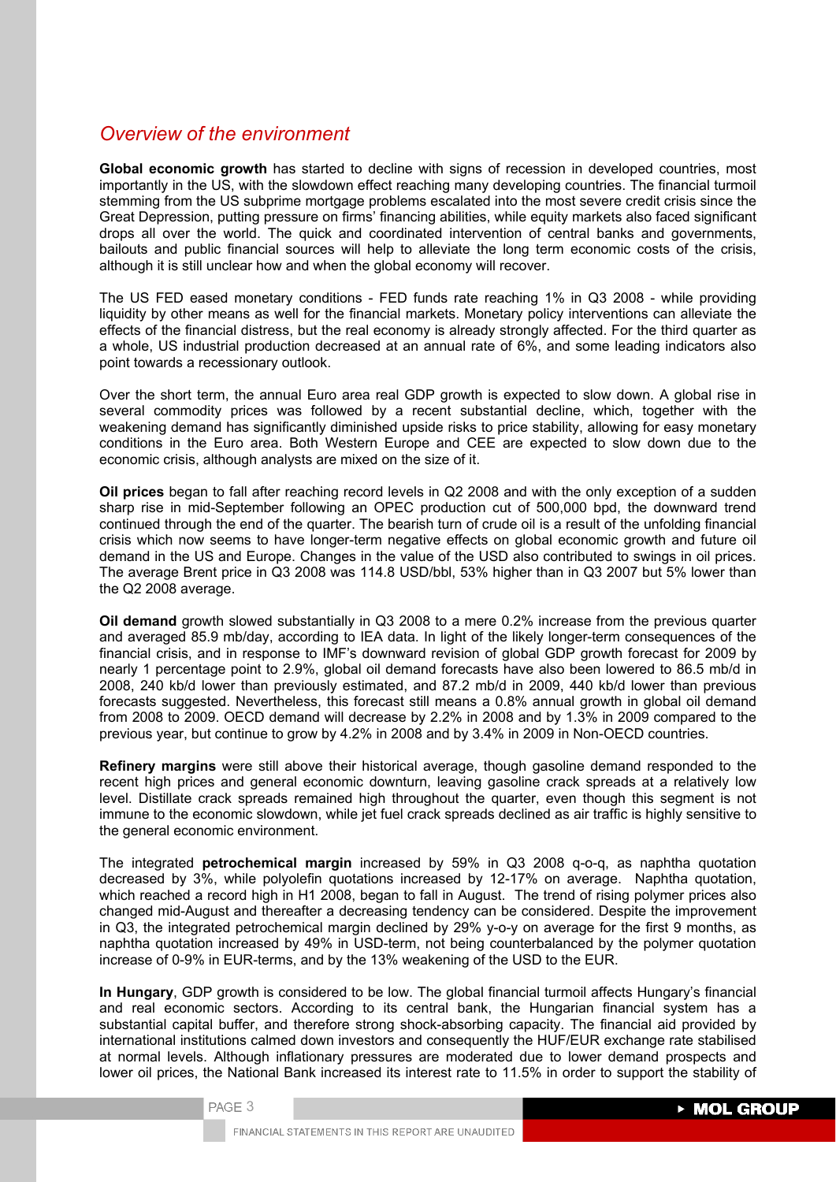## *Overview of the environment*

**Global economic growth** has started to decline with signs of recession in developed countries, most importantly in the US, with the slowdown effect reaching many developing countries. The financial turmoil stemming from the US subprime mortgage problems escalated into the most severe credit crisis since the Great Depression, putting pressure on firms' financing abilities, while equity markets also faced significant drops all over the world. The quick and coordinated intervention of central banks and governments, bailouts and public financial sources will help to alleviate the long term economic costs of the crisis, although it is still unclear how and when the global economy will recover.

The US FED eased monetary conditions - FED funds rate reaching 1% in Q3 2008 - while providing liquidity by other means as well for the financial markets. Monetary policy interventions can alleviate the effects of the financial distress, but the real economy is already strongly affected. For the third quarter as a whole, US industrial production decreased at an annual rate of 6%, and some leading indicators also point towards a recessionary outlook.

Over the short term, the annual Euro area real GDP growth is expected to slow down. A global rise in several commodity prices was followed by a recent substantial decline, which, together with the weakening demand has significantly diminished upside risks to price stability, allowing for easy monetary conditions in the Euro area. Both Western Europe and CEE are expected to slow down due to the economic crisis, although analysts are mixed on the size of it.

**Oil prices** began to fall after reaching record levels in Q2 2008 and with the only exception of a sudden sharp rise in mid-September following an OPEC production cut of 500,000 bpd, the downward trend continued through the end of the quarter. The bearish turn of crude oil is a result of the unfolding financial crisis which now seems to have longer-term negative effects on global economic growth and future oil demand in the US and Europe. Changes in the value of the USD also contributed to swings in oil prices. The average Brent price in Q3 2008 was 114.8 USD/bbl, 53% higher than in Q3 2007 but 5% lower than the Q2 2008 average.

**Oil demand** growth slowed substantially in Q3 2008 to a mere 0.2% increase from the previous quarter and averaged 85.9 mb/day, according to IEA data. In light of the likely longer-term consequences of the financial crisis, and in response to IMF's downward revision of global GDP growth forecast for 2009 by nearly 1 percentage point to 2.9%, global oil demand forecasts have also been lowered to 86.5 mb/d in 2008, 240 kb/d lower than previously estimated, and 87.2 mb/d in 2009, 440 kb/d lower than previous forecasts suggested. Nevertheless, this forecast still means a 0.8% annual growth in global oil demand from 2008 to 2009. OECD demand will decrease by 2.2% in 2008 and by 1.3% in 2009 compared to the previous year, but continue to grow by 4.2% in 2008 and by 3.4% in 2009 in Non-OECD countries.

**Refinery margins** were still above their historical average, though gasoline demand responded to the recent high prices and general economic downturn, leaving gasoline crack spreads at a relatively low level. Distillate crack spreads remained high throughout the quarter, even though this segment is not immune to the economic slowdown, while jet fuel crack spreads declined as air traffic is highly sensitive to the general economic environment.

The integrated **petrochemical margin** increased by 59% in Q3 2008 q-o-q, as naphtha quotation decreased by 3%, while polyolefin quotations increased by 12-17% on average. Naphtha quotation, which reached a record high in H1 2008, began to fall in August. The trend of rising polymer prices also changed mid-August and thereafter a decreasing tendency can be considered. Despite the improvement in Q3, the integrated petrochemical margin declined by 29% y-o-y on average for the first 9 months, as naphtha quotation increased by 49% in USD-term, not being counterbalanced by the polymer quotation increase of 0-9% in EUR-terms, and by the 13% weakening of the USD to the EUR.

**In Hungary**, GDP growth is considered to be low. The global financial turmoil affects Hungary's financial and real economic sectors. According to its central bank, the Hungarian financial system has a substantial capital buffer, and therefore strong shock-absorbing capacity. The financial aid provided by international institutions calmed down investors and consequently the HUF/EUR exchange rate stabilised at normal levels. Although inflationary pressures are moderated due to lower demand prospects and lower oil prices, the National Bank increased its interest rate to 11.5% in order to support the stability of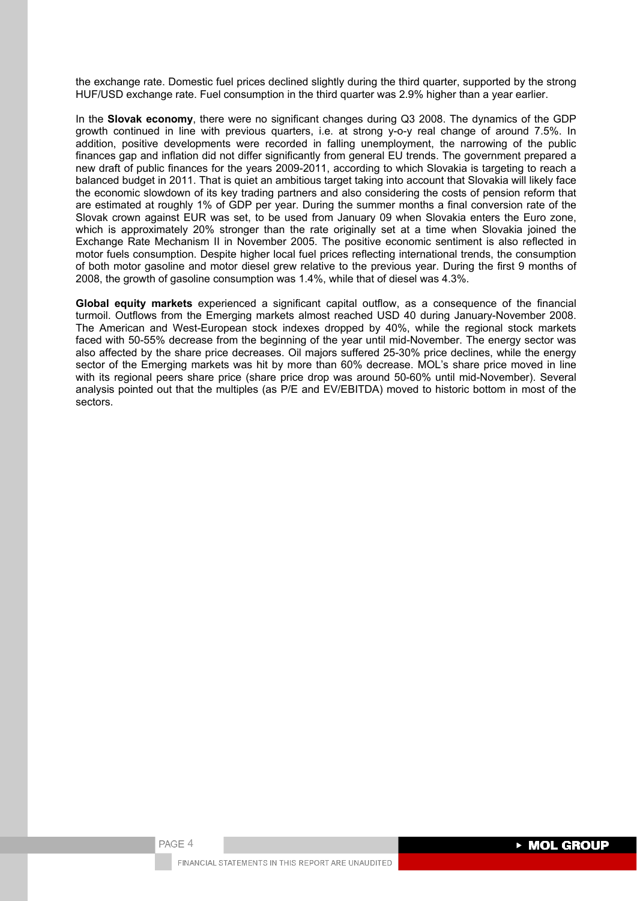the exchange rate. Domestic fuel prices declined slightly during the third quarter, supported by the strong HUF/USD exchange rate. Fuel consumption in the third quarter was 2.9% higher than a year earlier.

In the **Slovak economy**, there were no significant changes during Q3 2008. The dynamics of the GDP growth continued in line with previous quarters, i.e. at strong y-o-y real change of around 7.5%. In addition, positive developments were recorded in falling unemployment, the narrowing of the public finances gap and inflation did not differ significantly from general EU trends. The government prepared a new draft of public finances for the years 2009-2011, according to which Slovakia is targeting to reach a balanced budget in 2011. That is quiet an ambitious target taking into account that Slovakia will likely face the economic slowdown of its key trading partners and also considering the costs of pension reform that are estimated at roughly 1% of GDP per year. During the summer months a final conversion rate of the Slovak crown against EUR was set, to be used from January 09 when Slovakia enters the Euro zone, which is approximately 20% stronger than the rate originally set at a time when Slovakia joined the Exchange Rate Mechanism II in November 2005. The positive economic sentiment is also reflected in motor fuels consumption. Despite higher local fuel prices reflecting international trends, the consumption of both motor gasoline and motor diesel grew relative to the previous year. During the first 9 months of 2008, the growth of gasoline consumption was 1.4%, while that of diesel was 4.3%.

**Global equity markets** experienced a significant capital outflow, as a consequence of the financial turmoil. Outflows from the Emerging markets almost reached USD 40 during January-November 2008. The American and West-European stock indexes dropped by 40%, while the regional stock markets faced with 50-55% decrease from the beginning of the year until mid-November. The energy sector was also affected by the share price decreases. Oil majors suffered 25-30% price declines, while the energy sector of the Emerging markets was hit by more than 60% decrease. MOL's share price moved in line with its regional peers share price (share price drop was around 50-60% until mid-November). Several analysis pointed out that the multiples (as P/E and EV/EBITDA) moved to historic bottom in most of the sectors.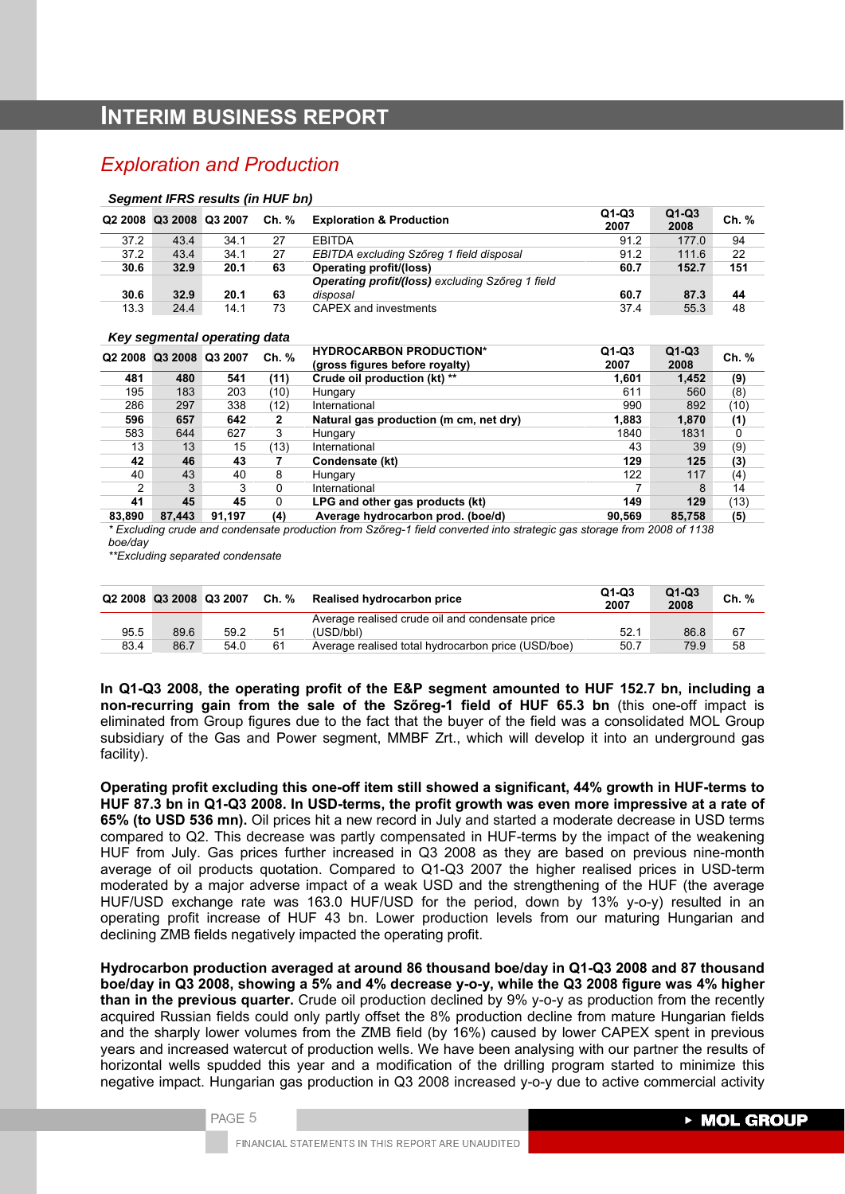# INTERIM BUSINESS REPORT

## *Exploration and Production*

***Segment IFRS results (in HUF bn)***

| Q2 2008 | Q3 2008 | Q3 2007 | Ch. % | Exploration & Production | Q1-Q3 2007 | Q1-Q3 2008 | Ch. % |
|---|---|---|---|---|---|---|---|
| 37.2 | 43.4 | 34.1 | 27 | EBITDA | 91.2 | 177.0 | 94 |
| 37.2 | 43.4 | 34.1 | 27 | *EBITDA excluding Szőreg 1 field disposal* | 91.2 | 111.6 | 22 |
| **30.6** | **32.9** | **20.1** | **63** | **Operating profit/(loss)** | **60.7** | **152.7** | **151** |
| **30.6** | **32.9** | **20.1** | **63** | ***Operating profit/(loss)** excluding Szőreg 1 field disposal* | **60.7** | **87.3** | **44** |
| 13.3 | 24.4 | 14.1 | 73 | CAPEX and investments | 37.4 | 55.3 | 48 |

***Key segmental operating data***

| Q2 2008 | Q3 2008 | Q3 2007 | Ch. % | HYDROCARBON PRODUCTION* (gross figures before royalty) | Q1-Q3 2007 | Q1-Q3 2008 | Ch. % |
|---|---|---|---|---|---|---|---|
| **481** | **480** | **541** | **(11)** | **Crude oil production (kt) \*\*** | **1,601** | **1,452** | **(9)** |
| 195 | 183 | 203 | (10) | Hungary | 611 | 560 | (8) |
| 286 | 297 | 338 | (12) | International | 990 | 892 | (10) |
| **596** | **657** | **642** | **2** | **Natural gas production (m cm, net dry)** | **1,883** | **1,870** | **(1)** |
| 583 | 644 | 627 | 3 | Hungary | 1840 | 1831 | 0 |
| 13 | 13 | 15 | (13) | International | 43 | 39 | (9) |
| **42** | **46** | **43** | **7** | **Condensate (kt)** | **129** | **125** | **(3)** |
| 40 | 43 | 40 | 8 | Hungary | 122 | 117 | (4) |
| 2 | 3 | 3 | 0 | International | 7 | 8 | 14 |
| **41** | **45** | **45** | **0** | **LPG and other gas products (kt)** | **149** | **129** | **(13)** |
| **83,890** | **87,443** | **91,197** | **(4)** | **Average hydrocarbon prod. (boe/d)** | **90,569** | **85,758** | **(5)** |

*\* Excluding crude and condensate production from Szőreg-1 field converted into strategic gas storage from 2008 of 1138 boe/day*

*\*\*Excluding separated condensate*

| Q2 2008 | Q3 2008 | Q3 2007 | Ch. % | Realised hydrocarbon price | Q1-Q3 2007 | Q1-Q3 2008 | Ch. % |
|---|---|---|---|---|---|---|---|
| 95.5 | 89.6 | 59.2 | 51 | Average realised crude oil and condensate price (USD/bbl) | 52.1 | 86.8 | 67 |
| 83.4 | 86.7 | 54.0 | 61 | Average realised total hydrocarbon price (USD/boe) | 50.7 | 79.9 | 58 |

**In Q1-Q3 2008, the operating profit of the E&P segment amounted to HUF 152.7 bn, including a non-recurring gain from the sale of the Szőreg-1 field of HUF 65.3 bn** (this one-off impact is eliminated from Group figures due to the fact that the buyer of the field was a consolidated MOL Group subsidiary of the Gas and Power segment, MMBF Zrt., which will develop it into an underground gas facility).

**Operating profit excluding this one-off item still showed a significant, 44% growth in HUF-terms to HUF 87.3 bn in Q1-Q3 2008. In USD-terms, the profit growth was even more impressive at a rate of 65% (to USD 536 mn).** Oil prices hit a new record in July and started a moderate decrease in USD terms compared to Q2. This decrease was partly compensated in HUF-terms by the impact of the weakening HUF from July. Gas prices further increased in Q3 2008 as they are based on previous nine-month average of oil products quotation. Compared to Q1-Q3 2007 the higher realised prices in USD-term moderated by a major adverse impact of a weak USD and the strengthening of the HUF (the average HUF/USD exchange rate was 163.0 HUF/USD for the period, down by 13% y-o-y) resulted in an operating profit increase of HUF 43 bn. Lower production levels from our maturing Hungarian and declining ZMB fields negatively impacted the operating profit.

**Hydrocarbon production averaged at around 86 thousand boe/day in Q1-Q3 2008 and 87 thousand boe/day in Q3 2008, showing a 5% and 4% decrease y-o-y, while the Q3 2008 figure was 4% higher than in the previous quarter.** Crude oil production declined by 9% y-o-y as production from the recently acquired Russian fields could only partly offset the 8% production decline from mature Hungarian fields and the sharply lower volumes from the ZMB field (by 16%) caused by lower CAPEX spent in previous years and increased watercut of production wells. We have been analysing with our partner the results of horizontal wells spudded this year and a modification of the drilling program started to minimize this negative impact. Hungarian gas production in Q3 2008 increased y-o-y due to active commercial activity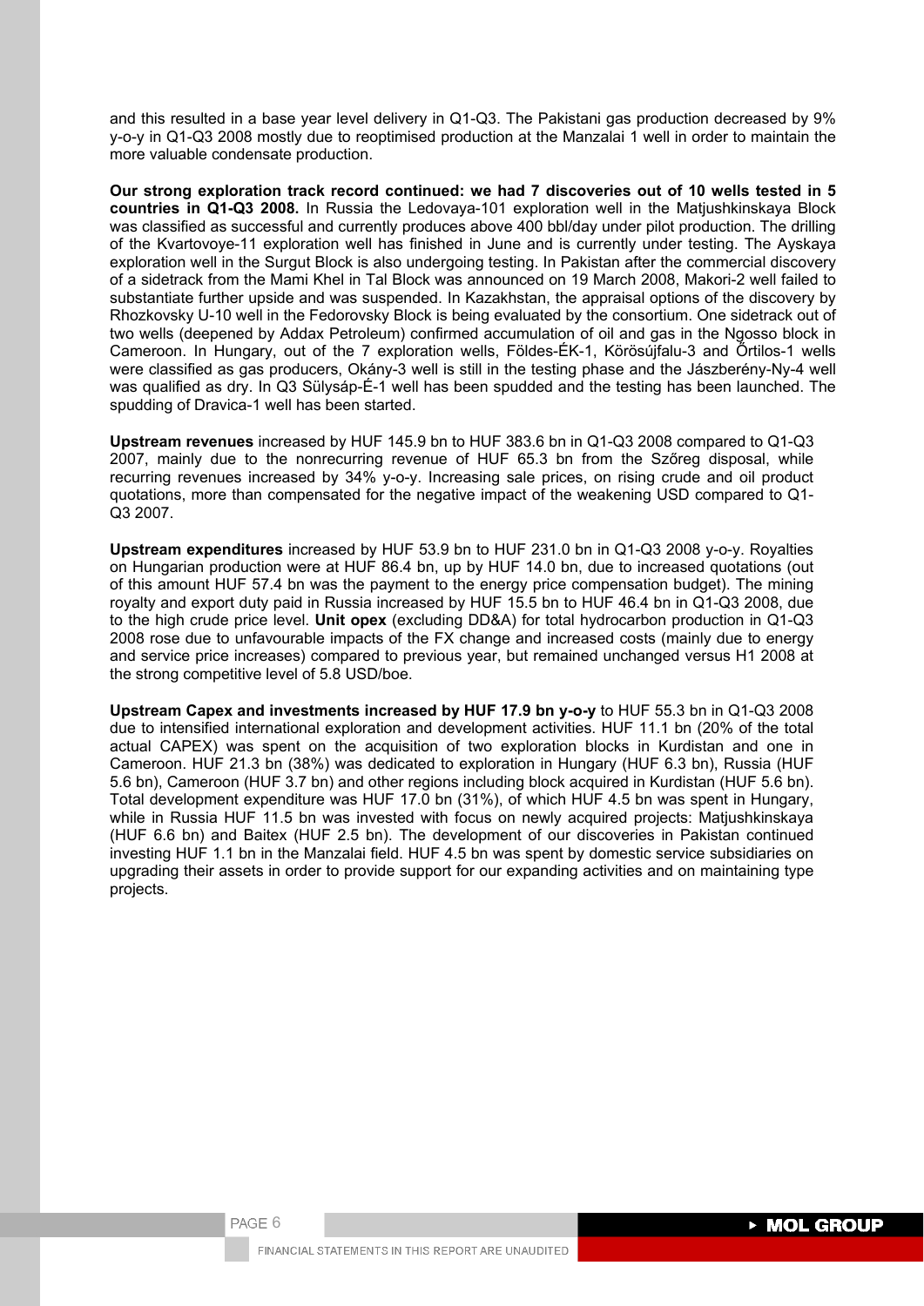and this resulted in a base year level delivery in Q1-Q3. The Pakistani gas production decreased by 9% y-o-y in Q1-Q3 2008 mostly due to reoptimised production at the Manzalai 1 well in order to maintain the more valuable condensate production.

**Our strong exploration track record continued: we had 7 discoveries out of 10 wells tested in 5 countries in Q1-Q3 2008.** In Russia the Ledovaya-101 exploration well in the Matjushkinskaya Block was classified as successful and currently produces above 400 bbl/day under pilot production. The drilling of the Kvartovoye-11 exploration well has finished in June and is currently under testing. The Ayskaya exploration well in the Surgut Block is also undergoing testing. In Pakistan after the commercial discovery of a sidetrack from the Mami Khel in Tal Block was announced on 19 March 2008, Makori-2 well failed to substantiate further upside and was suspended. In Kazakhstan, the appraisal options of the discovery by Rhozkovsky U-10 well in the Fedorovsky Block is being evaluated by the consortium. One sidetrack out of two wells (deepened by Addax Petroleum) confirmed accumulation of oil and gas in the Ngosso block in Cameroon. In Hungary, out of the 7 exploration wells, Földes-ÉK-1, Körösújfalu-3 and Őrtilos-1 wells were classified as gas producers, Okány-3 well is still in the testing phase and the Jászberény-Ny-4 well was qualified as dry. In Q3 Sülysáp-É-1 well has been spudded and the testing has been launched. The spudding of Dravica-1 well has been started.

**Upstream revenues** increased by HUF 145.9 bn to HUF 383.6 bn in Q1-Q3 2008 compared to Q1-Q3 2007, mainly due to the nonrecurring revenue of HUF 65.3 bn from the Szőreg disposal, while recurring revenues increased by 34% y-o-y. Increasing sale prices, on rising crude and oil product quotations, more than compensated for the negative impact of the weakening USD compared to Q1-Q3 2007.

**Upstream expenditures** increased by HUF 53.9 bn to HUF 231.0 bn in Q1-Q3 2008 y-o-y. Royalties on Hungarian production were at HUF 86.4 bn, up by HUF 14.0 bn, due to increased quotations (out of this amount HUF 57.4 bn was the payment to the energy price compensation budget). The mining royalty and export duty paid in Russia increased by HUF 15.5 bn to HUF 46.4 bn in Q1-Q3 2008, due to the high crude price level. **Unit opex** (excluding DD&A) for total hydrocarbon production in Q1-Q3 2008 rose due to unfavourable impacts of the FX change and increased costs (mainly due to energy and service price increases) compared to previous year, but remained unchanged versus H1 2008 at the strong competitive level of 5.8 USD/boe.

**Upstream Capex and investments increased by HUF 17.9 bn y-o-y** to HUF 55.3 bn in Q1-Q3 2008 due to intensified international exploration and development activities. HUF 11.1 bn (20% of the total actual CAPEX) was spent on the acquisition of two exploration blocks in Kurdistan and one in Cameroon. HUF 21.3 bn (38%) was dedicated to exploration in Hungary (HUF 6.3 bn), Russia (HUF 5.6 bn), Cameroon (HUF 3.7 bn) and other regions including block acquired in Kurdistan (HUF 5.6 bn). Total development expenditure was HUF 17.0 bn (31%), of which HUF 4.5 bn was spent in Hungary, while in Russia HUF 11.5 bn was invested with focus on newly acquired projects: Matjushkinskaya (HUF 6.6 bn) and Baitex (HUF 2.5 bn). The development of our discoveries in Pakistan continued investing HUF 1.1 bn in the Manzalai field. HUF 4.5 bn was spent by domestic service subsidiaries on upgrading their assets in order to provide support for our expanding activities and on maintaining type projects.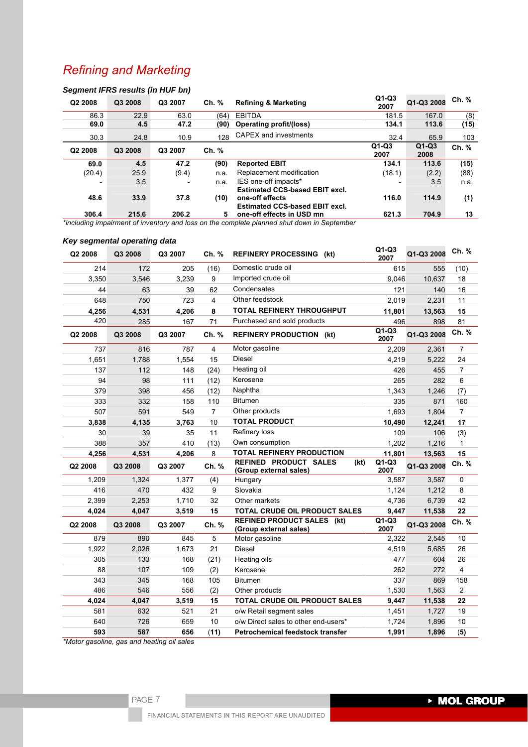## Refining and Marketing

### Segment IFRS results (in HUF bn)

| Q2 2008 | Q3 2008 | Q3 2007 | Ch. % | Refining & Marketing | Q1-Q3 2007 | Q1-Q3 2008 | Ch. % |
|---|---|---|---|---|---|---|---|
| 86.3 | 22.9 | 63.0 | (64) | EBITDA | 181.5 | 167.0 | (8) |
| **69.0** | **4.5** | **47.2** | **(90)** | **Operating profit/(loss)** | **134.1** | **113.6** | **(15)** |
| 30.3 | 24.8 | 10.9 | 128 | CAPEX and investments | 32.4 | 65.9 | 103 |

| Q2 2008 | Q3 2008 | Q3 2007 | Ch. % | | Q1-Q3 2007 | Q1-Q3 2008 | Ch. % |
|---|---|---|---|---|---|---|---|
| **69.0** | **4.5** | **47.2** | **(90)** | **Reported EBIT** | **134.1** | **113.6** | **(15)** |
| (20.4) | 25.9 | (9.4) | n.a. | Replacement modification | (18.1) | (2.2) | (88) |
| - | 3.5 | - | n.a. | IES one-off impacts* | - | 3.5 | n.a. |
| **48.6** | **33.9** | **37.8** | **(10)** | **Estimated CCS-based EBIT excl. one-off effects** | **116.0** | **114.9** | **(1)** |
| **306.4** | **215.6** | **206.2** | **5** | **Estimated CCS-based EBIT excl. one-off effects in USD mn** | **621.3** | **704.9** | **13** |

*including impairment of inventory and loss on the complete planned shut down in September

### Key segmental operating data

| Q2 2008 | Q3 2008 | Q3 2007 | Ch. % | REFINERY PROCESSING (kt) | Q1-Q3 2007 | Q1-Q3 2008 | Ch. % |
|---|---|---|---|---|---|---|---|
| 214 | 172 | 205 | (16) | Domestic crude oil | 615 | 555 | (10) |
| 3,350 | 3,546 | 3,239 | 9 | Imported crude oil | 9,046 | 10,637 | 18 |
| 44 | 63 | 39 | 62 | Condensates | 121 | 140 | 16 |
| 648 | 750 | 723 | 4 | Other feedstock | 2,019 | 2,231 | 11 |
| **4,256** | **4,531** | **4,206** | **8** | **TOTAL REFINERY THROUGHPUT** | **11,801** | **13,563** | **15** |
| 420 | 285 | 167 | 71 | Purchased and sold products | 496 | 898 | 81 |

| Q2 2008 | Q3 2008 | Q3 2007 | Ch. % | REFINERY PRODUCTION (kt) | Q1-Q3 2007 | Q1-Q3 2008 | Ch. % |
|---|---|---|---|---|---|---|---|
| 737 | 816 | 787 | 4 | Motor gasoline | 2,209 | 2,361 | 7 |
| 1,651 | 1,788 | 1,554 | 15 | Diesel | 4,219 | 5,222 | 24 |
| 137 | 112 | 148 | (24) | Heating oil | 426 | 455 | 7 |
| 94 | 98 | 111 | (12) | Kerosene | 265 | 282 | 6 |
| 379 | 398 | 456 | (12) | Naphtha | 1,343 | 1,246 | (7) |
| 333 | 332 | 158 | 110 | Bitumen | 335 | 871 | 160 |
| 507 | 591 | 549 | 7 | Other products | 1,693 | 1,804 | 7 |
| **3,838** | **4,135** | **3,763** | **10** | **TOTAL PRODUCT** | **10,490** | **12,241** | **17** |
| 30 | 39 | 35 | 11 | Refinery loss | 109 | 106 | (3) |
| 388 | 357 | 410 | (13) | Own consumption | 1,202 | 1,216 | 1 |
| **4,256** | **4,531** | **4,206** | 8 | **TOTAL REFINERY PRODUCTION** | **11,801** | **13,563** | **15** |

| Q2 2008 | Q3 2008 | Q3 2007 | Ch. % | REFINED PRODUCT SALES (kt) (Group external sales) | Q1-Q3 2007 | Q1-Q3 2008 | Ch. % |
|---|---|---|---|---|---|---|---|
| 1,209 | 1,324 | 1,377 | (4) | Hungary | 3,587 | 3,587 | 0 |
| 416 | 470 | 432 | 9 | Slovakia | 1,124 | 1,212 | 8 |
| 2,399 | 2,253 | 1,710 | 32 | Other markets | 4,736 | 6,739 | 42 |
| **4,024** | **4,047** | **3,519** | **15** | **TOTAL CRUDE OIL PRODUCT SALES** | **9,447** | **11,538** | **22** |

| Q2 2008 | Q3 2008 | Q3 2007 | Ch. % | REFINED PRODUCT SALES (kt) (Group external sales) | Q1-Q3 2007 | Q1-Q3 2008 | Ch. % |
|---|---|---|---|---|---|---|---|
| 879 | 890 | 845 | 5 | Motor gasoline | 2,322 | 2,545 | 10 |
| 1,922 | 2,026 | 1,673 | 21 | Diesel | 4,519 | 5,685 | 26 |
| 305 | 133 | 168 | (21) | Heating oils | 477 | 604 | 26 |
| 88 | 107 | 109 | (2) | Kerosene | 262 | 272 | 4 |
| 343 | 345 | 168 | 105 | Bitumen | 337 | 869 | 158 |
| 486 | 546 | 556 | (2) | Other products | 1,530 | 1,563 | 2 |
| **4,024** | **4,047** | **3,519** | **15** | **TOTAL CRUDE OIL PRODUCT SALES** | **9,447** | **11,538** | **22** |
| 581 | 632 | 521 | 21 | o/w Retail segment sales | 1,451 | 1,727 | 19 |
| 640 | 726 | 659 | 10 | o/w Direct sales to other end-users* | 1,724 | 1,896 | 10 |
| **593** | **587** | **656** | **(11)** | **Petrochemical feedstock transfer** | **1,991** | **1,896** | **(5)** |

*Motor gasoline, gas and heating oil sales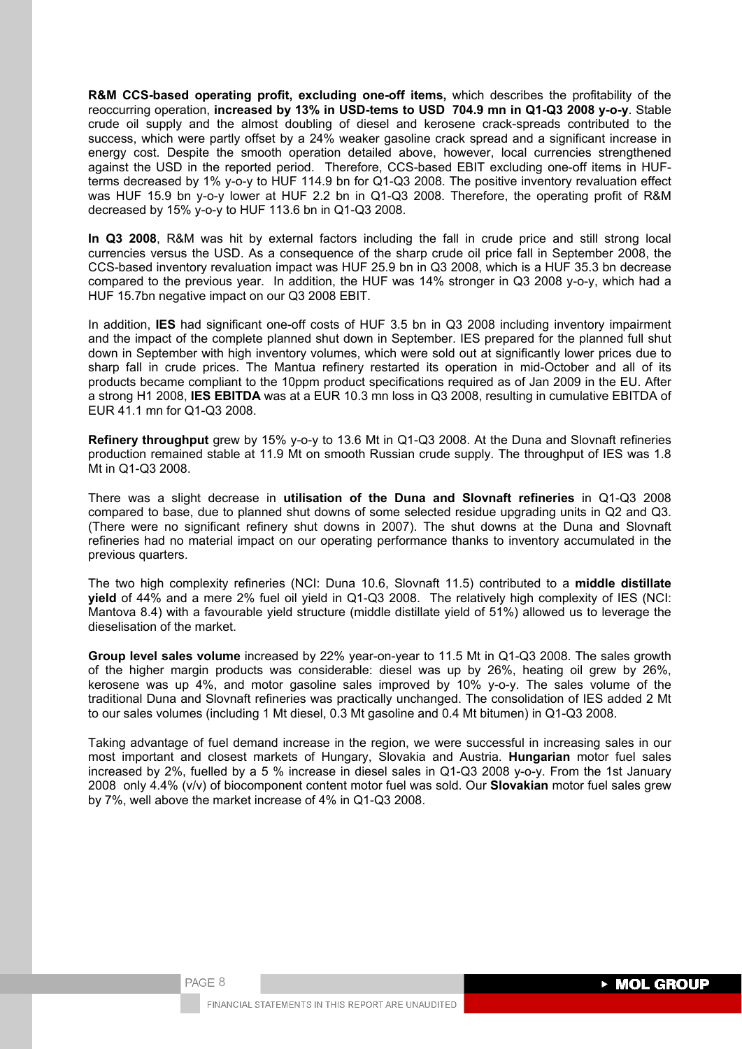**R&M CCS-based operating profit, excluding one-off items,** which describes the profitability of the reoccurring operation, **increased by 13% in USD-tems to USD 704.9 mn in Q1-Q3 2008 y-o-y**. Stable crude oil supply and the almost doubling of diesel and kerosene crack-spreads contributed to the success, which were partly offset by a 24% weaker gasoline crack spread and a significant increase in energy cost. Despite the smooth operation detailed above, however, local currencies strengthened against the USD in the reported period. Therefore, CCS-based EBIT excluding one-off items in HUF-terms decreased by 1% y-o-y to HUF 114.9 bn for Q1-Q3 2008. The positive inventory revaluation effect was HUF 15.9 bn y-o-y lower at HUF 2.2 bn in Q1-Q3 2008. Therefore, the operating profit of R&M decreased by 15% y-o-y to HUF 113.6 bn in Q1-Q3 2008.

**In Q3 2008**, R&M was hit by external factors including the fall in crude price and still strong local currencies versus the USD. As a consequence of the sharp crude oil price fall in September 2008, the CCS-based inventory revaluation impact was HUF 25.9 bn in Q3 2008, which is a HUF 35.3 bn decrease compared to the previous year. In addition, the HUF was 14% stronger in Q3 2008 y-o-y, which had a HUF 15.7bn negative impact on our Q3 2008 EBIT.

In addition, **IES** had significant one-off costs of HUF 3.5 bn in Q3 2008 including inventory impairment and the impact of the complete planned shut down in September. IES prepared for the planned full shut down in September with high inventory volumes, which were sold out at significantly lower prices due to sharp fall in crude prices. The Mantua refinery restarted its operation in mid-October and all of its products became compliant to the 10ppm product specifications required as of Jan 2009 in the EU. After a strong H1 2008, **IES EBITDA** was at a EUR 10.3 mn loss in Q3 2008, resulting in cumulative EBITDA of EUR 41.1 mn for Q1-Q3 2008.

**Refinery throughput** grew by 15% y-o-y to 13.6 Mt in Q1-Q3 2008. At the Duna and Slovnaft refineries production remained stable at 11.9 Mt on smooth Russian crude supply. The throughput of IES was 1.8 Mt in Q1-Q3 2008.

There was a slight decrease in **utilisation of the Duna and Slovnaft refineries** in Q1-Q3 2008 compared to base, due to planned shut downs of some selected residue upgrading units in Q2 and Q3. (There were no significant refinery shut downs in 2007). The shut downs at the Duna and Slovnaft refineries had no material impact on our operating performance thanks to inventory accumulated in the previous quarters.

The two high complexity refineries (NCI: Duna 10.6, Slovnaft 11.5) contributed to a **middle distillate yield** of 44% and a mere 2% fuel oil yield in Q1-Q3 2008. The relatively high complexity of IES (NCI: Mantova 8.4) with a favourable yield structure (middle distillate yield of 51%) allowed us to leverage the dieselisation of the market.

**Group level sales volume** increased by 22% year-on-year to 11.5 Mt in Q1-Q3 2008. The sales growth of the higher margin products was considerable: diesel was up by 26%, heating oil grew by 26%, kerosene was up 4%, and motor gasoline sales improved by 10% y-o-y. The sales volume of the traditional Duna and Slovnaft refineries was practically unchanged. The consolidation of IES added 2 Mt to our sales volumes (including 1 Mt diesel, 0.3 Mt gasoline and 0.4 Mt bitumen) in Q1-Q3 2008.

Taking advantage of fuel demand increase in the region, we were successful in increasing sales in our most important and closest markets of Hungary, Slovakia and Austria. **Hungarian** motor fuel sales increased by 2%, fuelled by a 5 % increase in diesel sales in Q1-Q3 2008 y-o-y. From the 1st January 2008 only 4.4% (v/v) of biocomponent content motor fuel was sold. Our **Slovakian** motor fuel sales grew by 7%, well above the market increase of 4% in Q1-Q3 2008.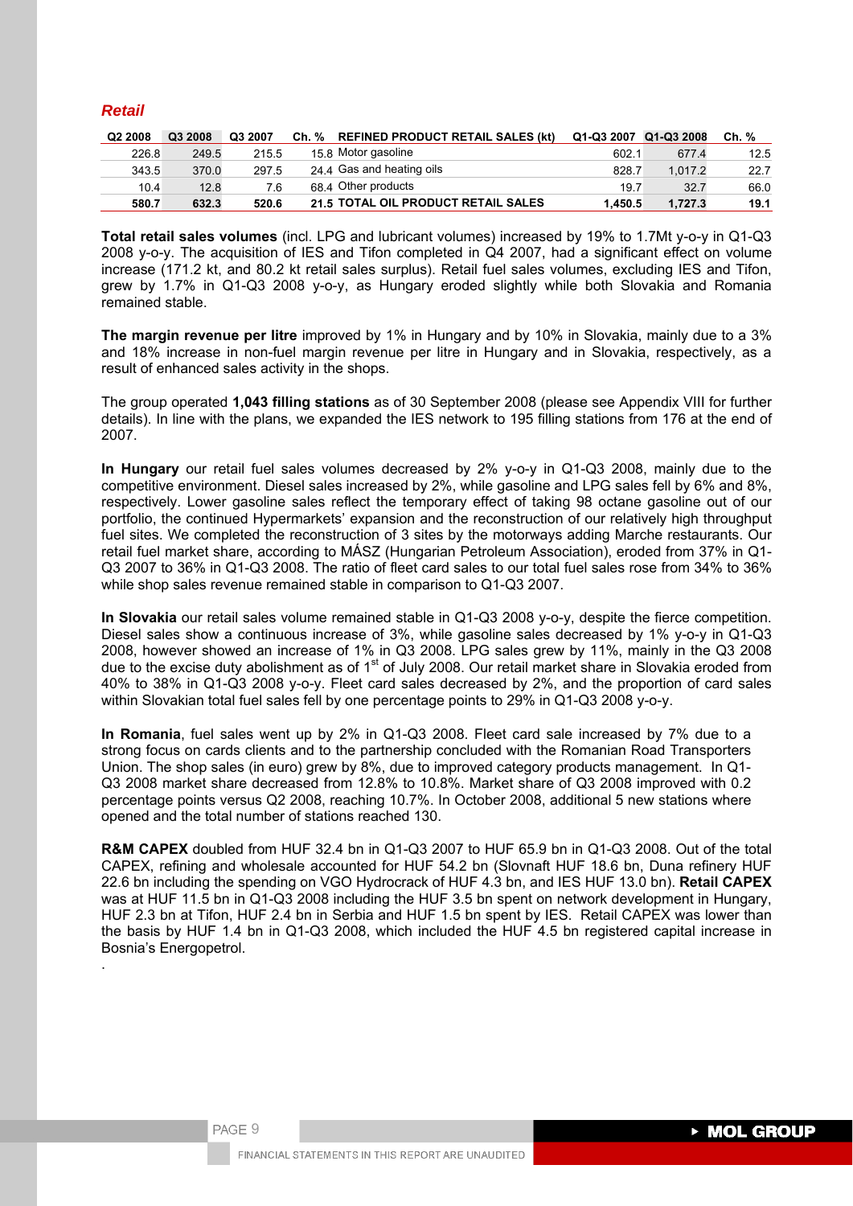## *Retail*

| Q2 2008 | Q3 2008 | Q3 2007 | Ch. % | REFINED PRODUCT RETAIL SALES (kt) | Q1-Q3 2007 | Q1-Q3 2008 | Ch. % |
|---|---|---|---|---|---|---|---|
| 226.8 | 249.5 | 215.5 | 15.8 | Motor gasoline | 602.1 | 677.4 | 12.5 |
| 343.5 | 370.0 | 297.5 | 24.4 | Gas and heating oils | 828.7 | 1,017.2 | 22.7 |
| 10.4 | 12.8 | 7.6 | 68.4 | Other products | 19.7 | 32.7 | 66.0 |
| **580.7** | **632.3** | **520.6** | **21.5** | **TOTAL OIL PRODUCT RETAIL SALES** | **1,450.5** | **1,727.3** | **19.1** |

**Total retail sales volumes** (incl. LPG and lubricant volumes) increased by 19% to 1.7Mt y-o-y in Q1-Q3 2008 y-o-y. The acquisition of IES and Tifon completed in Q4 2007, had a significant effect on volume increase (171.2 kt, and 80.2 kt retail sales surplus). Retail fuel sales volumes, excluding IES and Tifon, grew by 1.7% in Q1-Q3 2008 y-o-y, as Hungary eroded slightly while both Slovakia and Romania remained stable.

**The margin revenue per litre** improved by 1% in Hungary and by 10% in Slovakia, mainly due to a 3% and 18% increase in non-fuel margin revenue per litre in Hungary and in Slovakia, respectively, as a result of enhanced sales activity in the shops.

The group operated **1,043 filling stations** as of 30 September 2008 (please see Appendix VIII for further details). In line with the plans, we expanded the IES network to 195 filling stations from 176 at the end of 2007.

**In Hungary** our retail fuel sales volumes decreased by 2% y-o-y in Q1-Q3 2008, mainly due to the competitive environment. Diesel sales increased by 2%, while gasoline and LPG sales fell by 6% and 8%, respectively. Lower gasoline sales reflect the temporary effect of taking 98 octane gasoline out of our portfolio, the continued Hypermarkets' expansion and the reconstruction of our relatively high throughput fuel sites. We completed the reconstruction of 3 sites by the motorways adding Marche restaurants. Our retail fuel market share, according to MÁSZ (Hungarian Petroleum Association), eroded from 37% in Q1-Q3 2007 to 36% in Q1-Q3 2008. The ratio of fleet card sales to our total fuel sales rose from 34% to 36% while shop sales revenue remained stable in comparison to Q1-Q3 2007.

**In Slovakia** our retail sales volume remained stable in Q1-Q3 2008 y-o-y, despite the fierce competition. Diesel sales show a continuous increase of 3%, while gasoline sales decreased by 1% y-o-y in Q1-Q3 2008, however showed an increase of 1% in Q3 2008. LPG sales grew by 11%, mainly in the Q3 2008 due to the excise duty abolishment as of 1st of July 2008. Our retail market share in Slovakia eroded from 40% to 38% in Q1-Q3 2008 y-o-y. Fleet card sales decreased by 2%, and the proportion of card sales within Slovakian total fuel sales fell by one percentage points to 29% in Q1-Q3 2008 y-o-y.

**In Romania**, fuel sales went up by 2% in Q1-Q3 2008. Fleet card sale increased by 7% due to a strong focus on cards clients and to the partnership concluded with the Romanian Road Transporters Union. The shop sales (in euro) grew by 8%, due to improved category products management. In Q1-Q3 2008 market share decreased from 12.8% to 10.8%. Market share of Q3 2008 improved with 0.2 percentage points versus Q2 2008, reaching 10.7%. In October 2008, additional 5 new stations where opened and the total number of stations reached 130.

**R&M CAPEX** doubled from HUF 32.4 bn in Q1-Q3 2007 to HUF 65.9 bn in Q1-Q3 2008. Out of the total CAPEX, refining and wholesale accounted for HUF 54.2 bn (Slovnaft HUF 18.6 bn, Duna refinery HUF 22.6 bn including the spending on VGO Hydrocrack of HUF 4.3 bn, and IES HUF 13.0 bn). **Retail CAPEX** was at HUF 11.5 bn in Q1-Q3 2008 including the HUF 3.5 bn spent on network development in Hungary, HUF 2.3 bn at Tifon, HUF 2.4 bn in Serbia and HUF 1.5 bn spent by IES. Retail CAPEX was lower than the basis by HUF 1.4 bn in Q1-Q3 2008, which included the HUF 4.5 bn registered capital increase in Bosnia's Energopetrol.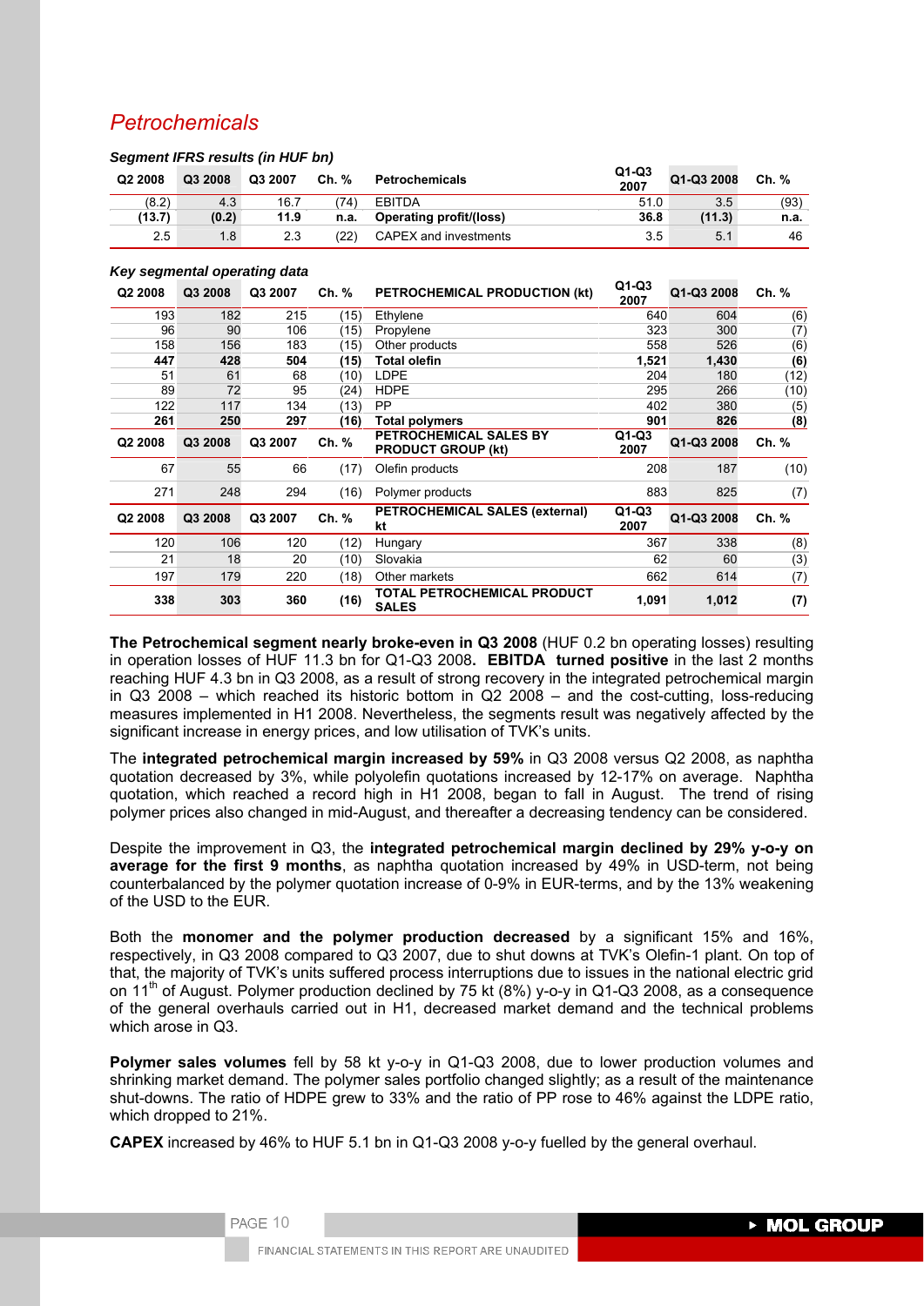## *Petrochemicals*

***Segment IFRS results (in HUF bn)***

| Q2 2008 | Q3 2008 | Q3 2007 | Ch. % | Petrochemicals | Q1-Q3 2007 | Q1-Q3 2008 | Ch. % |
|---|---|---|---|---|---|---|---|
| (8.2) | 4.3 | 16.7 | (74) | EBITDA | 51.0 | 3.5 | (93) |
| **(13.7)** | **(0.2)** | **11.9** | **n.a.** | **Operating profit/(loss)** | **36.8** | **(11.3)** | **n.a.** |
| 2.5 | 1.8 | 2.3 | (22) | CAPEX and investments | 3.5 | 5.1 | 46 |

***Key segmental operating data***

| Q2 2008 | Q3 2008 | Q3 2007 | Ch. % | PETROCHEMICAL PRODUCTION (kt) | Q1-Q3 2007 | Q1-Q3 2008 | Ch. % |
|---|---|---|---|---|---|---|---|
| 193 | 182 | 215 | (15) | Ethylene | 640 | 604 | (6) |
| 96 | 90 | 106 | (15) | Propylene | 323 | 300 | (7) |
| 158 | 156 | 183 | (15) | Other products | 558 | 526 | (6) |
| **447** | **428** | **504** | **(15)** | **Total olefin** | **1,521** | **1,430** | **(6)** |
| 51 | 61 | 68 | (10) | LDPE | 204 | 180 | (12) |
| 89 | 72 | 95 | (24) | HDPE | 295 | 266 | (10) |
| 122 | 117 | 134 | (13) | PP | 402 | 380 | (5) |
| **261** | **250** | **297** | **(16)** | **Total polymers** | **901** | **826** | **(8)** |
| **Q2 2008** | **Q3 2008** | **Q3 2007** | **Ch. %** | **PETROCHEMICAL SALES BY PRODUCT GROUP (kt)** | **Q1-Q3 2007** | **Q1-Q3 2008** | **Ch. %** |
| 67 | 55 | 66 | (17) | Olefin products | 208 | 187 | (10) |
| 271 | 248 | 294 | (16) | Polymer products | 883 | 825 | (7) |
| **Q2 2008** | **Q3 2008** | **Q3 2007** | **Ch. %** | **PETROCHEMICAL SALES (external) kt** | **Q1-Q3 2007** | **Q1-Q3 2008** | **Ch. %** |
| 120 | 106 | 120 | (12) | Hungary | 367 | 338 | (8) |
| 21 | 18 | 20 | (10) | Slovakia | 62 | 60 | (3) |
| 197 | 179 | 220 | (18) | Other markets | 662 | 614 | (7) |
| **338** | **303** | **360** | **(16)** | **TOTAL PETROCHEMICAL PRODUCT SALES** | **1,091** | **1,012** | **(7)** |

**The Petrochemical segment nearly broke-even in Q3 2008** (HUF 0.2 bn operating losses) resulting in operation losses of HUF 11.3 bn for Q1-Q3 2008**. EBITDA turned positive** in the last 2 months reaching HUF 4.3 bn in Q3 2008, as a result of strong recovery in the integrated petrochemical margin in Q3 2008 – which reached its historic bottom in Q2 2008 – and the cost-cutting, loss-reducing measures implemented in H1 2008. Nevertheless, the segments result was negatively affected by the significant increase in energy prices, and low utilisation of TVK's units.

The **integrated petrochemical margin increased by 59%** in Q3 2008 versus Q2 2008, as naphtha quotation decreased by 3%, while polyolefin quotations increased by 12-17% on average. Naphtha quotation, which reached a record high in H1 2008, began to fall in August. The trend of rising polymer prices also changed in mid-August, and thereafter a decreasing tendency can be considered.

Despite the improvement in Q3, the **integrated petrochemical margin declined by 29% y-o-y on average for the first 9 months**, as naphtha quotation increased by 49% in USD-term, not being counterbalanced by the polymer quotation increase of 0-9% in EUR-terms, and by the 13% weakening of the USD to the EUR.

Both the **monomer and the polymer production decreased** by a significant 15% and 16%, respectively, in Q3 2008 compared to Q3 2007, due to shut downs at TVK's Olefin-1 plant. On top of that, the majority of TVK's units suffered process interruptions due to issues in the national electric grid on 11th of August. Polymer production declined by 75 kt (8%) y-o-y in Q1-Q3 2008, as a consequence of the general overhauls carried out in H1, decreased market demand and the technical problems which arose in Q3.

**Polymer sales volumes** fell by 58 kt y-o-y in Q1-Q3 2008, due to lower production volumes and shrinking market demand. The polymer sales portfolio changed slightly; as a result of the maintenance shut-downs. The ratio of HDPE grew to 33% and the ratio of PP rose to 46% against the LDPE ratio, which dropped to 21%.

**CAPEX** increased by 46% to HUF 5.1 bn in Q1-Q3 2008 y-o-y fuelled by the general overhaul.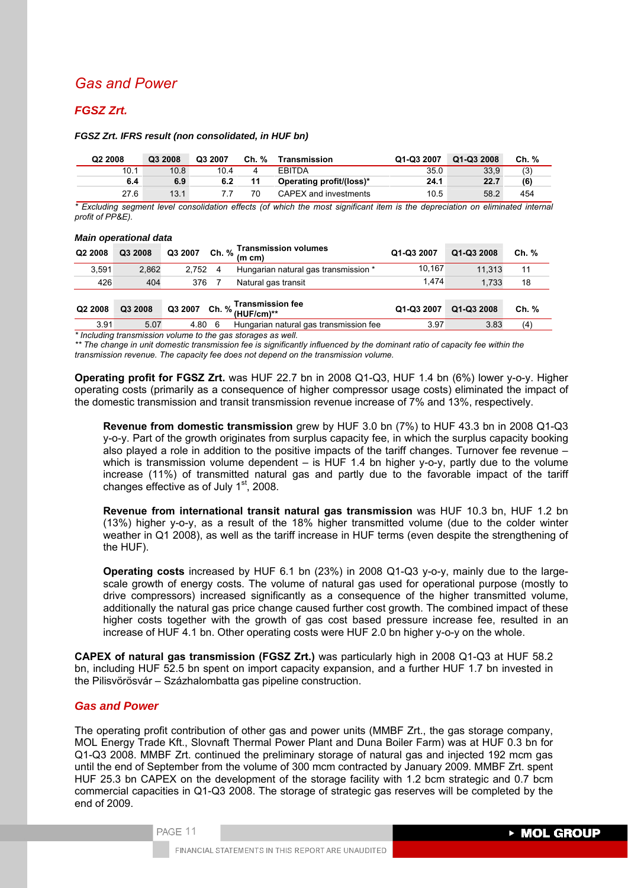## Gas and Power

### FGSZ Zrt.

***FGSZ Zrt. IFRS result (non consolidated, in HUF bn)***

| Q2 2008 | Q3 2008 | Q3 2007 | Ch. % | Transmission | Q1-Q3 2007 | Q1-Q3 2008 | Ch. % |
|---|---|---|---|---|---|---|---|
| 10.1 | 10.8 | 10.4 | 4 | EBITDA | 35.0 | 33,9 | (3) |
| **6.4** | **6.9** | **6.2** | **11** | **Operating profit/(loss)*** | **24.1** | **22.7** | **(6)** |
| 27.6 | 13.1 | 7.7 | 70 | CAPEX and investments | 10.5 | 58.2 | 454 |

*\* Excluding segment level consolidation effects (of which the most significant item is the depreciation on eliminated internal profit of PP&E).*

***Main operational data***

| Q2 2008 | Q3 2008 | Q3 2007 | Ch. % | Transmission volumes (m cm) | Q1-Q3 2007 | Q1-Q3 2008 | Ch. % |
|---|---|---|---|---|---|---|---|
| 3,591 | 2,862 | 2,752 | 4 | Hungarian natural gas transmission * | 10,167 | 11,313 | 11 |
| 426 | 404 | 376 | 7 | Natural gas transit | 1,474 | 1,733 | 18 |

| Q2 2008 | Q3 2008 | Q3 2007 | Ch. % | Transmission fee (HUF/cm)** | Q1-Q3 2007 | Q1-Q3 2008 | Ch. % |
|---|---|---|---|---|---|---|---|
| 3.91 | 5.07 | 4.80 | 6 | Hungarian natural gas transmission fee | 3.97 | 3.83 | (4) |

*\* Including transmission volume to the gas storages as well.*
*\*\* The change in unit domestic transmission fee is significantly influenced by the dominant ratio of capacity fee within the transmission revenue. The capacity fee does not depend on the transmission volume.*

**Operating profit for FGSZ Zrt.** was HUF 22.7 bn in 2008 Q1-Q3, HUF 1.4 bn (6%) lower y-o-y. Higher operating costs (primarily as a consequence of higher compressor usage costs) eliminated the impact of the domestic transmission and transit transmission revenue increase of 7% and 13%, respectively.

**Revenue from domestic transmission** grew by HUF 3.0 bn (7%) to HUF 43.3 bn in 2008 Q1-Q3 y-o-y. Part of the growth originates from surplus capacity fee, in which the surplus capacity booking also played a role in addition to the positive impacts of the tariff changes. Turnover fee revenue – which is transmission volume dependent – is HUF 1.4 bn higher y-o-y, partly due to the volume increase (11%) of transmitted natural gas and partly due to the favorable impact of the tariff changes effective as of July 1st, 2008.

**Revenue from international transit natural gas transmission** was HUF 10.3 bn, HUF 1.2 bn (13%) higher y-o-y, as a result of the 18% higher transmitted volume (due to the colder winter weather in Q1 2008), as well as the tariff increase in HUF terms (even despite the strengthening of the HUF).

**Operating costs** increased by HUF 6.1 bn (23%) in 2008 Q1-Q3 y-o-y, mainly due to the large-scale growth of energy costs. The volume of natural gas used for operational purpose (mostly to drive compressors) increased significantly as a consequence of the higher transmitted volume, additionally the natural gas price change caused further cost growth. The combined impact of these higher costs together with the growth of gas cost based pressure increase fee, resulted in an increase of HUF 4.1 bn. Other operating costs were HUF 2.0 bn higher y-o-y on the whole.

**CAPEX of natural gas transmission (FGSZ Zrt.)** was particularly high in 2008 Q1-Q3 at HUF 58.2 bn, including HUF 52.5 bn spent on import capacity expansion, and a further HUF 1.7 bn invested in the Pilisvörösvár – Százhalombatta gas pipeline construction.

### Gas and Power

The operating profit contribution of other gas and power units (MMBF Zrt., the gas storage company, MOL Energy Trade Kft., Slovnaft Thermal Power Plant and Duna Boiler Farm) was at HUF 0.3 bn for Q1-Q3 2008. MMBF Zrt. continued the preliminary storage of natural gas and injected 192 mcm gas until the end of September from the volume of 300 mcm contracted by January 2009. MMBF Zrt. spent HUF 25.3 bn CAPEX on the development of the storage facility with 1.2 bcm strategic and 0.7 bcm commercial capacities in Q1-Q3 2008. The storage of strategic gas reserves will be completed by the end of 2009.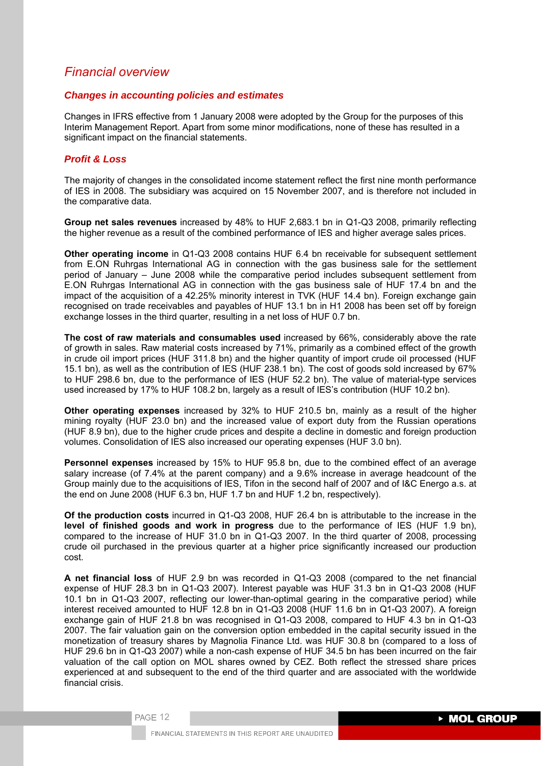# Financial overview

## Changes in accounting policies and estimates

Changes in IFRS effective from 1 January 2008 were adopted by the Group for the purposes of this Interim Management Report. Apart from some minor modifications, none of these has resulted in a significant impact on the financial statements.

## Profit & Loss

The majority of changes in the consolidated income statement reflect the first nine month performance of IES in 2008. The subsidiary was acquired on 15 November 2007, and is therefore not included in the comparative data.

**Group net sales revenues** increased by 48% to HUF 2,683.1 bn in Q1-Q3 2008, primarily reflecting the higher revenue as a result of the combined performance of IES and higher average sales prices.

**Other operating income** in Q1-Q3 2008 contains HUF 6.4 bn receivable for subsequent settlement from E.ON Ruhrgas International AG in connection with the gas business sale for the settlement period of January – June 2008 while the comparative period includes subsequent settlement from E.ON Ruhrgas International AG in connection with the gas business sale of HUF 17.4 bn and the impact of the acquisition of a 42.25% minority interest in TVK (HUF 14.4 bn). Foreign exchange gain recognised on trade receivables and payables of HUF 13.1 bn in H1 2008 has been set off by foreign exchange losses in the third quarter, resulting in a net loss of HUF 0.7 bn.

**The cost of raw materials and consumables used** increased by 66%, considerably above the rate of growth in sales. Raw material costs increased by 71%, primarily as a combined effect of the growth in crude oil import prices (HUF 311.8 bn) and the higher quantity of import crude oil processed (HUF 15.1 bn), as well as the contribution of IES (HUF 238.1 bn). The cost of goods sold increased by 67% to HUF 298.6 bn, due to the performance of IES (HUF 52.2 bn). The value of material-type services used increased by 17% to HUF 108.2 bn, largely as a result of IES's contribution (HUF 10.2 bn).

**Other operating expenses** increased by 32% to HUF 210.5 bn, mainly as a result of the higher mining royalty (HUF 23.0 bn) and the increased value of export duty from the Russian operations (HUF 8.9 bn), due to the higher crude prices and despite a decline in domestic and foreign production volumes. Consolidation of IES also increased our operating expenses (HUF 3.0 bn).

**Personnel expenses** increased by 15% to HUF 95.8 bn, due to the combined effect of an average salary increase (of 7.4% at the parent company) and a 9.6% increase in average headcount of the Group mainly due to the acquisitions of IES, Tifon in the second half of 2007 and of I&C Energo a.s. at the end on June 2008 (HUF 6.3 bn, HUF 1.7 bn and HUF 1.2 bn, respectively).

**Of the production costs** incurred in Q1-Q3 2008, HUF 26.4 bn is attributable to the increase in the **level of finished goods and work in progress** due to the performance of IES (HUF 1.9 bn), compared to the increase of HUF 31.0 bn in Q1-Q3 2007. In the third quarter of 2008, processing crude oil purchased in the previous quarter at a higher price significantly increased our production cost.

**A net financial loss** of HUF 2.9 bn was recorded in Q1-Q3 2008 (compared to the net financial expense of HUF 28.3 bn in Q1-Q3 2007). Interest payable was HUF 31.3 bn in Q1-Q3 2008 (HUF 10.1 bn in Q1-Q3 2007, reflecting our lower-than-optimal gearing in the comparative period) while interest received amounted to HUF 12.8 bn in Q1-Q3 2008 (HUF 11.6 bn in Q1-Q3 2007). A foreign exchange gain of HUF 21.8 bn was recognised in Q1-Q3 2008, compared to HUF 4.3 bn in Q1-Q3 2007. The fair valuation gain on the conversion option embedded in the capital security issued in the monetization of treasury shares by Magnolia Finance Ltd. was HUF 30.8 bn (compared to a loss of HUF 29.6 bn in Q1-Q3 2007) while a non-cash expense of HUF 34.5 bn has been incurred on the fair valuation of the call option on MOL shares owned by CEZ. Both reflect the stressed share prices experienced at and subsequent to the end of the third quarter and are associated with the worldwide financial crisis.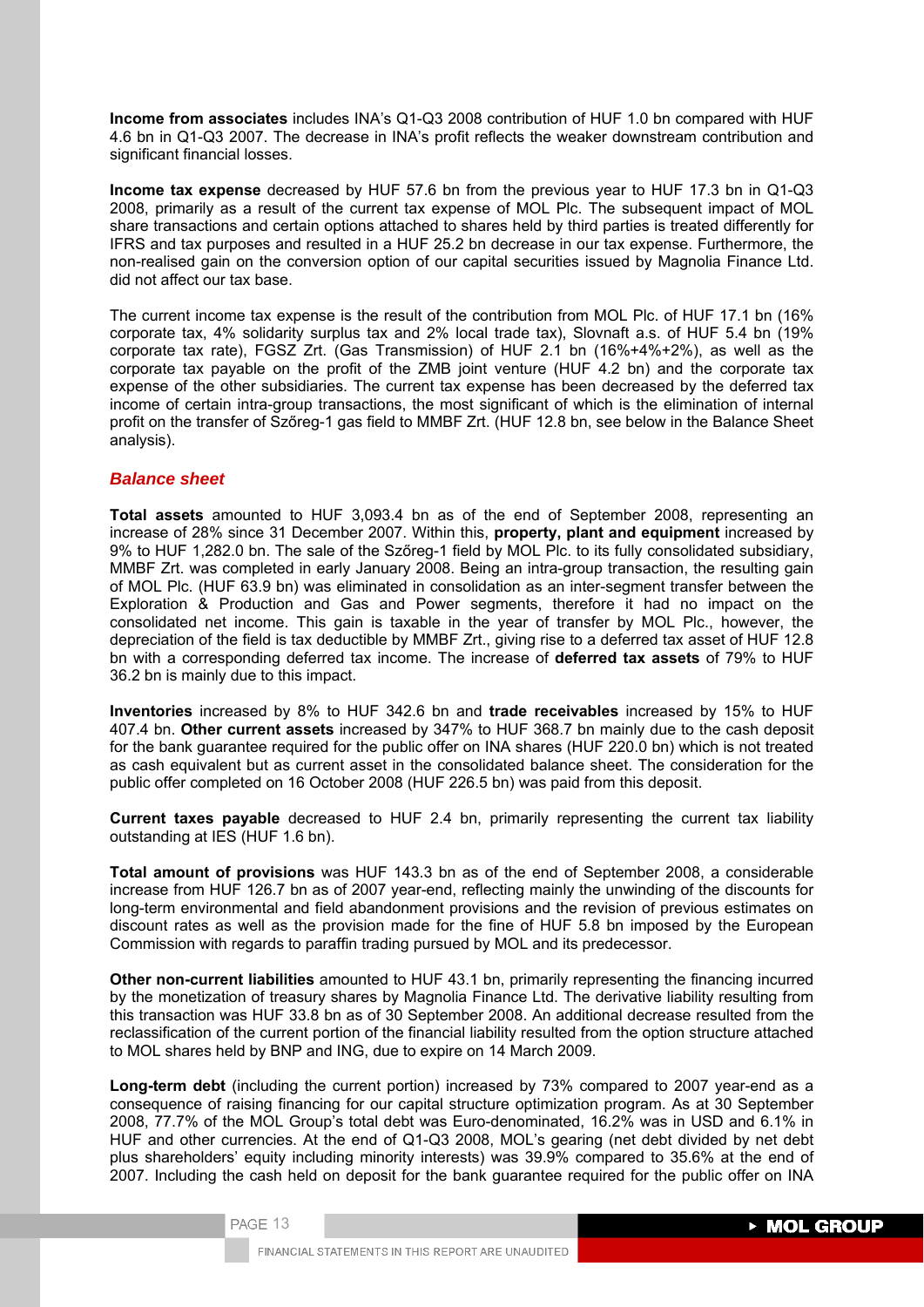**Income from associates** includes INA's Q1-Q3 2008 contribution of HUF 1.0 bn compared with HUF 4.6 bn in Q1-Q3 2007. The decrease in INA's profit reflects the weaker downstream contribution and significant financial losses.

**Income tax expense** decreased by HUF 57.6 bn from the previous year to HUF 17.3 bn in Q1-Q3 2008, primarily as a result of the current tax expense of MOL Plc. The subsequent impact of MOL share transactions and certain options attached to shares held by third parties is treated differently for IFRS and tax purposes and resulted in a HUF 25.2 bn decrease in our tax expense. Furthermore, the non-realised gain on the conversion option of our capital securities issued by Magnolia Finance Ltd. did not affect our tax base.

The current income tax expense is the result of the contribution from MOL Plc. of HUF 17.1 bn (16% corporate tax, 4% solidarity surplus tax and 2% local trade tax), Slovnaft a.s. of HUF 5.4 bn (19% corporate tax rate), FGSZ Zrt. (Gas Transmission) of HUF 2.1 bn (16%+4%+2%), as well as the corporate tax payable on the profit of the ZMB joint venture (HUF 4.2 bn) and the corporate tax expense of the other subsidiaries. The current tax expense has been decreased by the deferred tax income of certain intra-group transactions, the most significant of which is the elimination of internal profit on the transfer of Szőreg-1 gas field to MMBF Zrt. (HUF 12.8 bn, see below in the Balance Sheet analysis).

## *Balance sheet*

**Total assets** amounted to HUF 3,093.4 bn as of the end of September 2008, representing an increase of 28% since 31 December 2007. Within this, **property, plant and equipment** increased by 9% to HUF 1,282.0 bn. The sale of the Szőreg-1 field by MOL Plc. to its fully consolidated subsidiary, MMBF Zrt. was completed in early January 2008. Being an intra-group transaction, the resulting gain of MOL Plc. (HUF 63.9 bn) was eliminated in consolidation as an inter-segment transfer between the Exploration & Production and Gas and Power segments, therefore it had no impact on the consolidated net income. This gain is taxable in the year of transfer by MOL Plc., however, the depreciation of the field is tax deductible by MMBF Zrt., giving rise to a deferred tax asset of HUF 12.8 bn with a corresponding deferred tax income. The increase of **deferred tax assets** of 79% to HUF 36.2 bn is mainly due to this impact.

**Inventories** increased by 8% to HUF 342.6 bn and **trade receivables** increased by 15% to HUF 407.4 bn. **Other current assets** increased by 347% to HUF 368.7 bn mainly due to the cash deposit for the bank guarantee required for the public offer on INA shares (HUF 220.0 bn) which is not treated as cash equivalent but as current asset in the consolidated balance sheet. The consideration for the public offer completed on 16 October 2008 (HUF 226.5 bn) was paid from this deposit.

**Current taxes payable** decreased to HUF 2.4 bn, primarily representing the current tax liability outstanding at IES (HUF 1.6 bn).

**Total amount of provisions** was HUF 143.3 bn as of the end of September 2008, a considerable increase from HUF 126.7 bn as of 2007 year-end, reflecting mainly the unwinding of the discounts for long-term environmental and field abandonment provisions and the revision of previous estimates on discount rates as well as the provision made for the fine of HUF 5.8 bn imposed by the European Commission with regards to paraffin trading pursued by MOL and its predecessor.

**Other non-current liabilities** amounted to HUF 43.1 bn, primarily representing the financing incurred by the monetization of treasury shares by Magnolia Finance Ltd. The derivative liability resulting from this transaction was HUF 33.8 bn as of 30 September 2008. An additional decrease resulted from the reclassification of the current portion of the financial liability resulted from the option structure attached to MOL shares held by BNP and ING, due to expire on 14 March 2009.

**Long-term debt** (including the current portion) increased by 73% compared to 2007 year-end as a consequence of raising financing for our capital structure optimization program. As at 30 September 2008, 77.7% of the MOL Group's total debt was Euro-denominated, 16.2% was in USD and 6.1% in HUF and other currencies. At the end of Q1-Q3 2008, MOL's gearing (net debt divided by net debt plus shareholders' equity including minority interests) was 39.9% compared to 35.6% at the end of 2007. Including the cash held on deposit for the bank guarantee required for the public offer on INA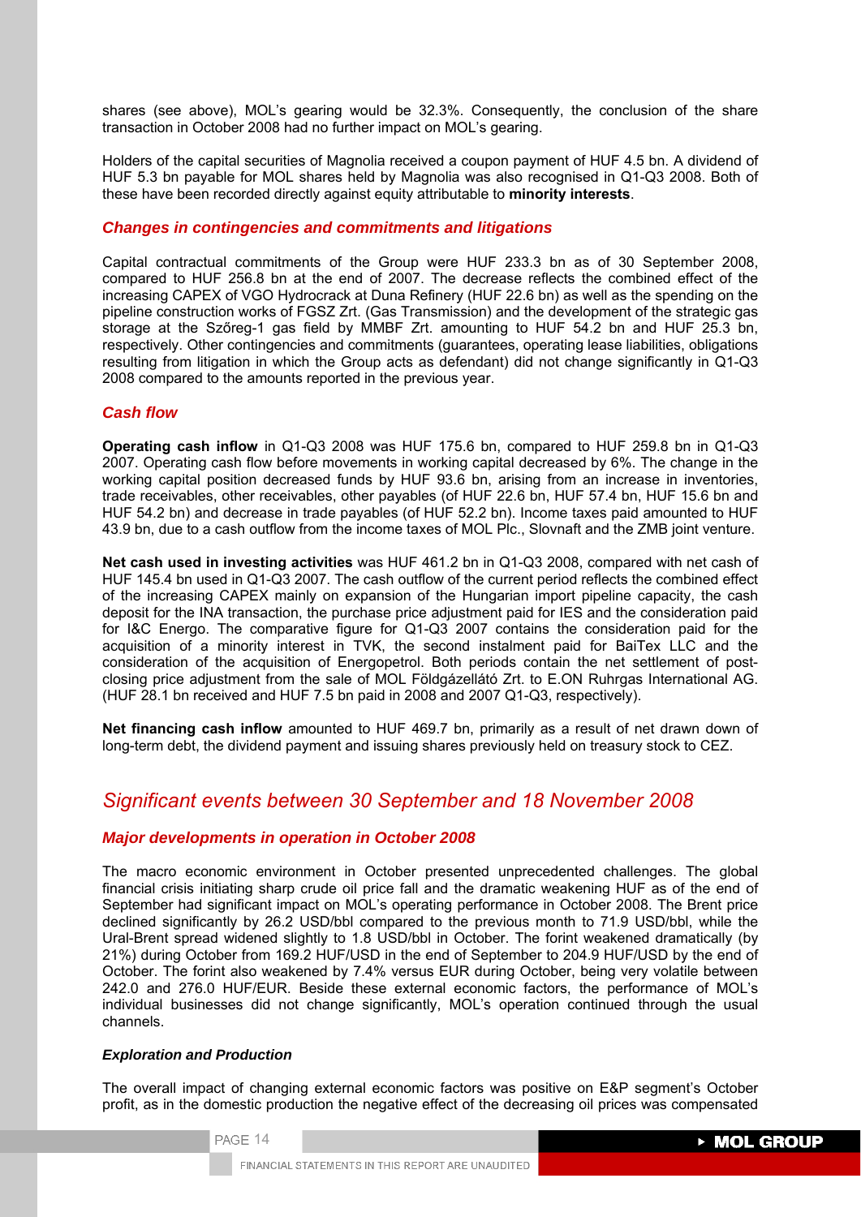shares (see above), MOL's gearing would be 32.3%. Consequently, the conclusion of the share transaction in October 2008 had no further impact on MOL's gearing.

Holders of the capital securities of Magnolia received a coupon payment of HUF 4.5 bn. A dividend of HUF 5.3 bn payable for MOL shares held by Magnolia was also recognised in Q1-Q3 2008. Both of these have been recorded directly against equity attributable to **minority interests**.

### *Changes in contingencies and commitments and litigations*

Capital contractual commitments of the Group were HUF 233.3 bn as of 30 September 2008, compared to HUF 256.8 bn at the end of 2007. The decrease reflects the combined effect of the increasing CAPEX of VGO Hydrocrack at Duna Refinery (HUF 22.6 bn) as well as the spending on the pipeline construction works of FGSZ Zrt. (Gas Transmission) and the development of the strategic gas storage at the Szőreg-1 gas field by MMBF Zrt. amounting to HUF 54.2 bn and HUF 25.3 bn, respectively. Other contingencies and commitments (guarantees, operating lease liabilities, obligations resulting from litigation in which the Group acts as defendant) did not change significantly in Q1-Q3 2008 compared to the amounts reported in the previous year.

### *Cash flow*

**Operating cash inflow** in Q1-Q3 2008 was HUF 175.6 bn, compared to HUF 259.8 bn in Q1-Q3 2007. Operating cash flow before movements in working capital decreased by 6%. The change in the working capital position decreased funds by HUF 93.6 bn, arising from an increase in inventories, trade receivables, other receivables, other payables (of HUF 22.6 bn, HUF 57.4 bn, HUF 15.6 bn and HUF 54.2 bn) and decrease in trade payables (of HUF 52.2 bn). Income taxes paid amounted to HUF 43.9 bn, due to a cash outflow from the income taxes of MOL Plc., Slovnaft and the ZMB joint venture.

**Net cash used in investing activities** was HUF 461.2 bn in Q1-Q3 2008, compared with net cash of HUF 145.4 bn used in Q1-Q3 2007. The cash outflow of the current period reflects the combined effect of the increasing CAPEX mainly on expansion of the Hungarian import pipeline capacity, the cash deposit for the INA transaction, the purchase price adjustment paid for IES and the consideration paid for I&C Energo. The comparative figure for Q1-Q3 2007 contains the consideration paid for the acquisition of a minority interest in TVK, the second instalment paid for BaiTex LLC and the consideration of the acquisition of Energopetrol. Both periods contain the net settlement of post-closing price adjustment from the sale of MOL Földgázellátó Zrt. to E.ON Ruhrgas International AG. (HUF 28.1 bn received and HUF 7.5 bn paid in 2008 and 2007 Q1-Q3, respectively).

**Net financing cash inflow** amounted to HUF 469.7 bn, primarily as a result of net drawn down of long-term debt, the dividend payment and issuing shares previously held on treasury stock to CEZ.

## *Significant events between 30 September and 18 November 2008*

### *Major developments in operation in October 2008*

The macro economic environment in October presented unprecedented challenges. The global financial crisis initiating sharp crude oil price fall and the dramatic weakening HUF as of the end of September had significant impact on MOL's operating performance in October 2008. The Brent price declined significantly by 26.2 USD/bbl compared to the previous month to 71.9 USD/bbl, while the Ural-Brent spread widened slightly to 1.8 USD/bbl in October. The forint weakened dramatically (by 21%) during October from 169.2 HUF/USD in the end of September to 204.9 HUF/USD by the end of October. The forint also weakened by 7.4% versus EUR during October, being very volatile between 242.0 and 276.0 HUF/EUR. Beside these external economic factors, the performance of MOL's individual businesses did not change significantly, MOL's operation continued through the usual channels.

#### ***Exploration and Production***

The overall impact of changing external economic factors was positive on E&P segment's October profit, as in the domestic production the negative effect of the decreasing oil prices was compensated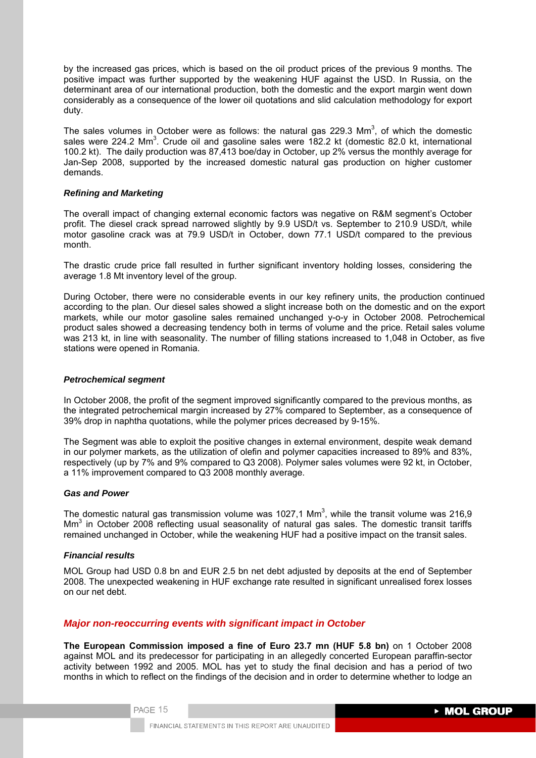by the increased gas prices, which is based on the oil product prices of the previous 9 months. The positive impact was further supported by the weakening HUF against the USD. In Russia, on the determinant area of our international production, both the domestic and the export margin went down considerably as a consequence of the lower oil quotations and slid calculation methodology for export duty.

The sales volumes in October were as follows: the natural gas 229.3 Mm$^3$, of which the domestic sales were 224.2 Mm$^3$. Crude oil and gasoline sales were 182.2 kt (domestic 82.0 kt, international 100.2 kt). The daily production was 87,413 boe/day in October, up 2% versus the monthly average for Jan-Sep 2008, supported by the increased domestic natural gas production on higher customer demands.

***Refining and Marketing***

The overall impact of changing external economic factors was negative on R&M segment's October profit. The diesel crack spread narrowed slightly by 9.9 USD/t vs. September to 210.9 USD/t, while motor gasoline crack was at 79.9 USD/t in October, down 77.1 USD/t compared to the previous month.

The drastic crude price fall resulted in further significant inventory holding losses, considering the average 1.8 Mt inventory level of the group.

During October, there were no considerable events in our key refinery units, the production continued according to the plan. Our diesel sales showed a slight increase both on the domestic and on the export markets, while our motor gasoline sales remained unchanged y-o-y in October 2008. Petrochemical product sales showed a decreasing tendency both in terms of volume and the price. Retail sales volume was 213 kt, in line with seasonality. The number of filling stations increased to 1,048 in October, as five stations were opened in Romania.

***Petrochemical segment***

In October 2008, the profit of the segment improved significantly compared to the previous months, as the integrated petrochemical margin increased by 27% compared to September, as a consequence of 39% drop in naphtha quotations, while the polymer prices decreased by 9-15%.

The Segment was able to exploit the positive changes in external environment, despite weak demand in our polymer markets, as the utilization of olefin and polymer capacities increased to 89% and 83%, respectively (up by 7% and 9% compared to Q3 2008). Polymer sales volumes were 92 kt, in October, a 11% improvement compared to Q3 2008 monthly average.

***Gas and Power***

The domestic natural gas transmission volume was 1027,1 Mm$^3$, while the transit volume was 216,9 Mm$^3$ in October 2008 reflecting usual seasonality of natural gas sales. The domestic transit tariffs remained unchanged in October, while the weakening HUF had a positive impact on the transit sales.

***Financial results***

MOL Group had USD 0.8 bn and EUR 2.5 bn net debt adjusted by deposits at the end of September 2008. The unexpected weakening in HUF exchange rate resulted in significant unrealised forex losses on our net debt.

## *Major non-reoccurring events with significant impact in October*

**The European Commission imposed a fine of Euro 23.7 mn (HUF 5.8 bn)** on 1 October 2008 against MOL and its predecessor for participating in an allegedly concerted European paraffin-sector activity between 1992 and 2005. MOL has yet to study the final decision and has a period of two months in which to reflect on the findings of the decision and in order to determine whether to lodge an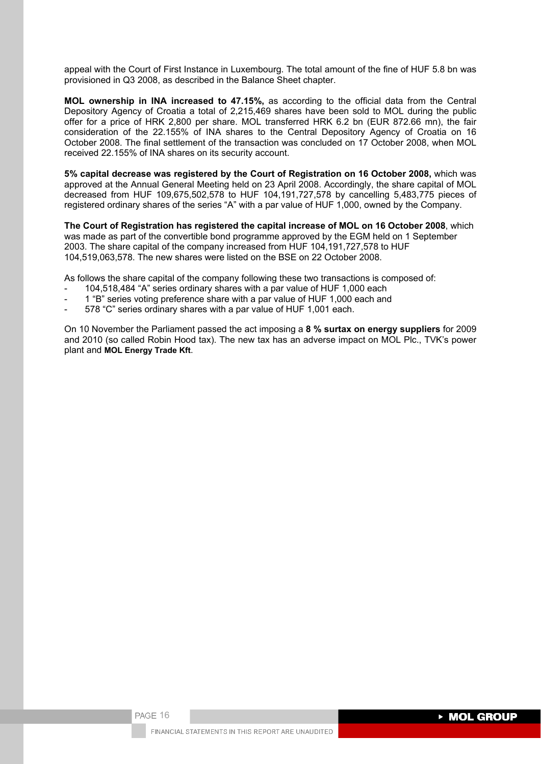appeal with the Court of First Instance in Luxembourg. The total amount of the fine of HUF 5.8 bn was provisioned in Q3 2008, as described in the Balance Sheet chapter.

**MOL ownership in INA increased to 47.15%,** as according to the official data from the Central Depository Agency of Croatia a total of 2,215,469 shares have been sold to MOL during the public offer for a price of HRK 2,800 per share. MOL transferred HRK 6.2 bn (EUR 872.66 mn), the fair consideration of the 22.155% of INA shares to the Central Depository Agency of Croatia on 16 October 2008. The final settlement of the transaction was concluded on 17 October 2008, when MOL received 22.155% of INA shares on its security account.

**5% capital decrease was registered by the Court of Registration on 16 October 2008,** which was approved at the Annual General Meeting held on 23 April 2008. Accordingly, the share capital of MOL decreased from HUF 109,675,502,578 to HUF 104,191,727,578 by cancelling 5,483,775 pieces of registered ordinary shares of the series "A" with a par value of HUF 1,000, owned by the Company.

**The Court of Registration has registered the capital increase of MOL on 16 October 2008**, which was made as part of the convertible bond programme approved by the EGM held on 1 September 2003. The share capital of the company increased from HUF 104,191,727,578 to HUF 104,519,063,578. The new shares were listed on the BSE on 22 October 2008.

As follows the share capital of the company following these two transactions is composed of:

- 104,518,484 "A" series ordinary shares with a par value of HUF 1,000 each
- 1 "B" series voting preference share with a par value of HUF 1,000 each and
- 578 "C" series ordinary shares with a par value of HUF 1,001 each.

On 10 November the Parliament passed the act imposing a **8 % surtax on energy suppliers** for 2009 and 2010 (so called Robin Hood tax). The new tax has an adverse impact on MOL Plc., TVK's power plant and **MOL Energy Trade Kft**.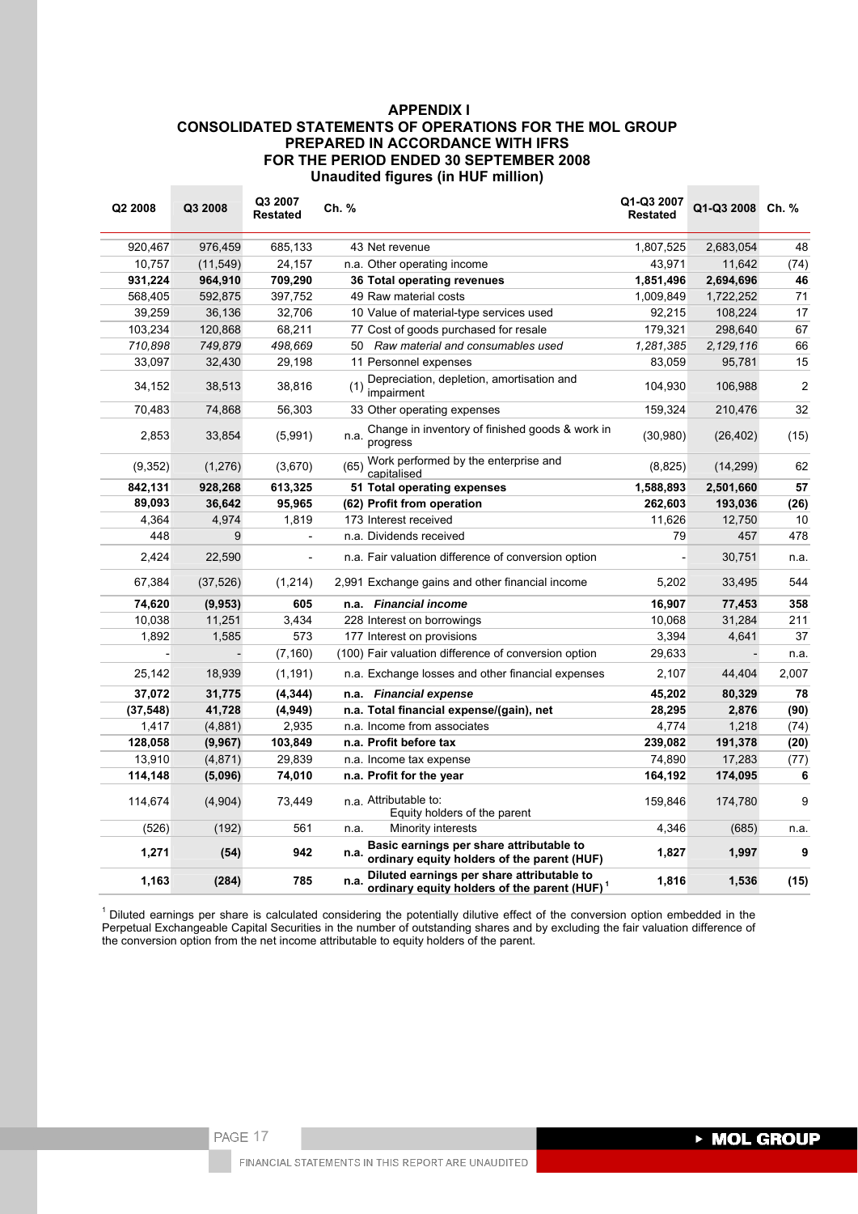## APPENDIX I
## CONSOLIDATED STATEMENTS OF OPERATIONS FOR THE MOL GROUP PREPARED IN ACCORDANCE WITH IFRS FOR THE PERIOD ENDED 30 SEPTEMBER 2008
### Unaudited figures (in HUF million)

| Q2 2008 | Q3 2008 | Q3 2007 Restated | Ch. % | | Q1-Q3 2007 Restated | Q1-Q3 2008 | Ch. % |
|---|---|---|---|---|---|---|---|
| 920,467 | 976,459 | 685,133 | 43 | Net revenue | 1,807,525 | 2,683,054 | 48 |
| 10,757 | (11,549) | 24,157 | n.a. | Other operating income | 43,971 | 11,642 | (74) |
| **931,224** | **964,910** | **709,290** | **36** | **Total operating revenues** | **1,851,496** | **2,694,696** | **46** |
| 568,405 | 592,875 | 397,752 | 49 | Raw material costs | 1,009,849 | 1,722,252 | 71 |
| 39,259 | 36,136 | 32,706 | 10 | Value of material-type services used | 92,215 | 108,224 | 17 |
| 103,234 | 120,868 | 68,211 | 77 | Cost of goods purchased for resale | 179,321 | 298,640 | 67 |
| *710,898* | *749,879* | *498,669* | *50* | *Raw material and consumables used* | *1,281,385* | *2,129,116* | *66* |
| 33,097 | 32,430 | 29,198 | 11 | Personnel expenses | 83,059 | 95,781 | 15 |
| 34,152 | 38,513 | 38,816 | (1) | Depreciation, depletion, amortisation and impairment | 104,930 | 106,988 | 2 |
| 70,483 | 74,868 | 56,303 | 33 | Other operating expenses | 159,324 | 210,476 | 32 |
| 2,853 | 33,854 | (5,991) | n.a. | Change in inventory of finished goods & work in progress | (30,980) | (26,402) | (15) |
| (9,352) | (1,276) | (3,670) | (65) | Work performed by the enterprise and capitalised | (8,825) | (14,299) | 62 |
| **842,131** | **928,268** | **613,325** | **51** | **Total operating expenses** | **1,588,893** | **2,501,660** | **57** |
| **89,093** | **36,642** | **95,965** | **(62)** | **Profit from operation** | **262,603** | **193,036** | **(26)** |
| 4,364 | 4,974 | 1,819 | 173 | Interest received | 11,626 | 12,750 | 10 |
| 448 | 9 | - | n.a. | Dividends received | 79 | 457 | 478 |
| 2,424 | 22,590 | - | n.a. | Fair valuation difference of conversion option | - | 30,751 | n.a. |
| 67,384 | (37,526) | (1,214) | 2,991 | Exchange gains and other financial income | 5,202 | 33,495 | 544 |
| ***74,620*** | ***(9,953)*** | ***605*** | ***n.a.*** | ***Financial income*** | ***16,907*** | ***77,453*** | ***358*** |
| 10,038 | 11,251 | 3,434 | 228 | Interest on borrowings | 10,068 | 31,284 | 211 |
| 1,892 | 1,585 | 573 | 177 | Interest on provisions | 3,394 | 4,641 | 37 |
| - | - | (7,160) | (100) | Fair valuation difference of conversion option | 29,633 | - | n.a. |
| 25,142 | 18,939 | (1,191) | n.a. | Exchange losses and other financial expenses | 2,107 | 44,404 | 2,007 |
| ***37,072*** | ***31,775*** | ***(4,344)*** | ***n.a.*** | ***Financial expense*** | ***45,202*** | ***80,329*** | ***78*** |
| **(37,548)** | **41,728** | **(4,949)** | **n.a.** | **Total financial expense/(gain), net** | **28,295** | **2,876** | **(90)** |
| 1,417 | (4,881) | 2,935 | n.a. | Income from associates | 4,774 | 1,218 | (74) |
| **128,058** | **(9,967)** | **103,849** | **n.a.** | **Profit before tax** | **239,082** | **191,378** | **(20)** |
| 13,910 | (4,871) | 29,839 | n.a. | Income tax expense | 74,890 | 17,283 | (77) |
| **114,148** | **(5,096)** | **74,010** | **n.a.** | **Profit for the year** | **164,192** | **174,095** | **6** |
| 114,674 | (4,904) | 73,449 | n.a. | Attributable to: Equity holders of the parent | 159,846 | 174,780 | 9 |
| (526) | (192) | 561 | n.a. | Minority interests | 4,346 | (685) | n.a. |
| **1,271** | **(54)** | **942** | **n.a.** | **Basic earnings per share attributable to ordinary equity holders of the parent (HUF)** | **1,827** | **1,997** | **9** |
| **1,163** | **(284)** | **785** | **n.a.** | **Diluted earnings per share attributable to ordinary equity holders of the parent (HUF)** [1] | **1,816** | **1,536** | **(15)** |

[1] Diluted earnings per share is calculated considering the potentially dilutive effect of the conversion option embedded in the Perpetual Exchangeable Capital Securities in the number of outstanding shares and by excluding the fair valuation difference of the conversion option from the net income attributable to equity holders of the parent.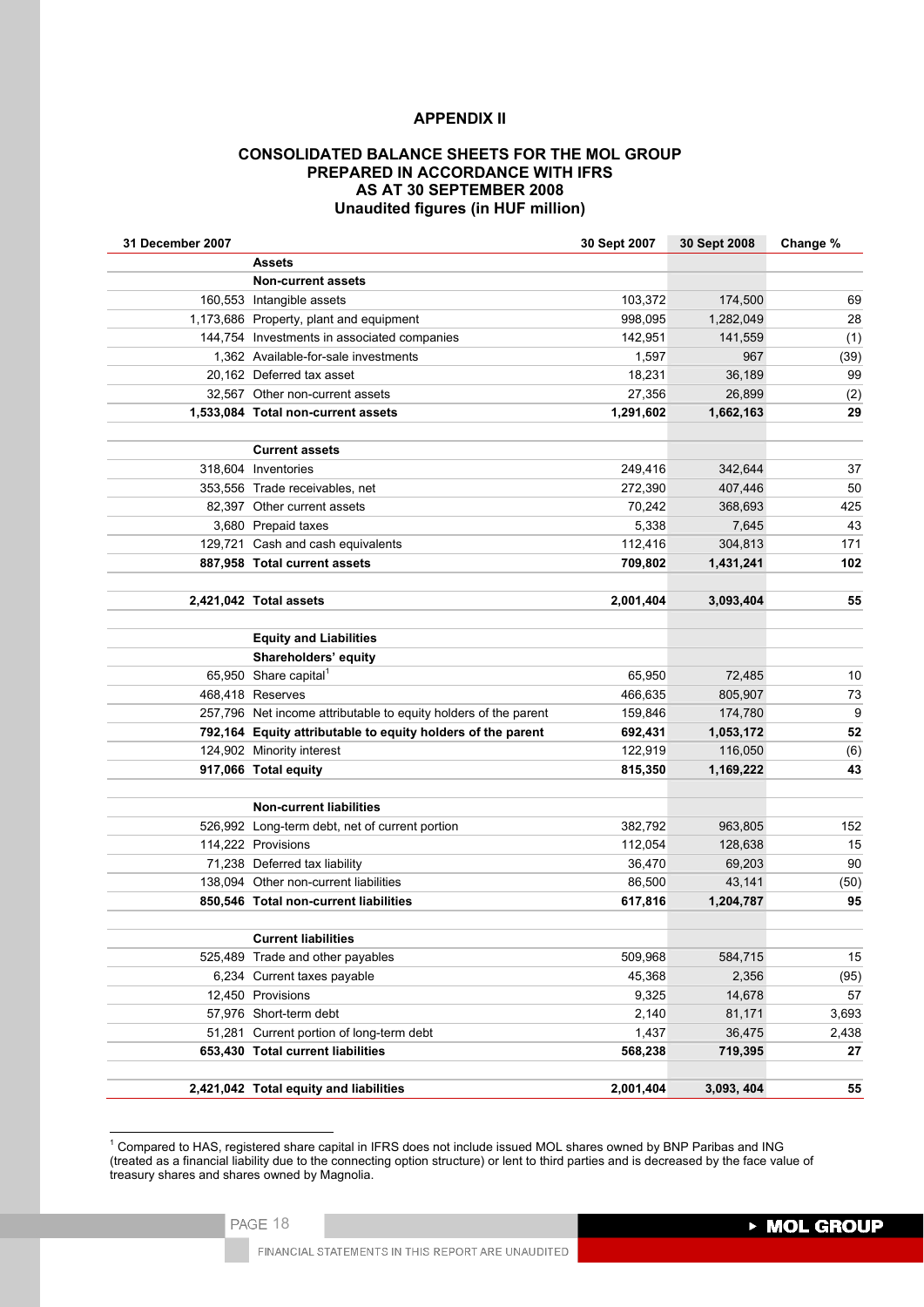## APPENDIX II

### CONSOLIDATED BALANCE SHEETS FOR THE MOL GROUP PREPARED IN ACCORDANCE WITH IFRS AS AT 30 SEPTEMBER 2008 Unaudited figures (in HUF million)

| 31 December 2007 | | 30 Sept 2007 | 30 Sept 2008 | Change % |
|---|---|---|---|---|
| | **Assets** | | | |
| | **Non-current assets** | | | |
| 160,553 | Intangible assets | 103,372 | 174,500 | 69 |
| 1,173,686 | Property, plant and equipment | 998,095 | 1,282,049 | 28 |
| 144,754 | Investments in associated companies | 142,951 | 141,559 | (1) |
| 1,362 | Available-for-sale investments | 1,597 | 967 | (39) |
| 20,162 | Deferred tax asset | 18,231 | 36,189 | 99 |
| 32,567 | Other non-current assets | 27,356 | 26,899 | (2) |
| **1,533,084** | **Total non-current assets** | **1,291,602** | **1,662,163** | **29** |
| | | | | |
| | **Current assets** | | | |
| 318,604 | Inventories | 249,416 | 342,644 | 37 |
| 353,556 | Trade receivables, net | 272,390 | 407,446 | 50 |
| 82,397 | Other current assets | 70,242 | 368,693 | 425 |
| 3,680 | Prepaid taxes | 5,338 | 7,645 | 43 |
| 129,721 | Cash and cash equivalents | 112,416 | 304,813 | 171 |
| **887,958** | **Total current assets** | **709,802** | **1,431,241** | **102** |
| | | | | |
| **2,421,042** | **Total assets** | **2,001,404** | **3,093,404** | **55** |
| | | | | |
| | **Equity and Liabilities** | | | |
| | **Shareholders' equity** | | | |
| 65,950 | Share capital[1] | 65,950 | 72,485 | 10 |
| 468,418 | Reserves | 466,635 | 805,907 | 73 |
| 257,796 | Net income attributable to equity holders of the parent | 159,846 | 174,780 | 9 |
| **792,164** | **Equity attributable to equity holders of the parent** | **692,431** | **1,053,172** | **52** |
| 124,902 | Minority interest | 122,919 | 116,050 | (6) |
| **917,066** | **Total equity** | **815,350** | **1,169,222** | **43** |
| | | | | |
| | **Non-current liabilities** | | | |
| 526,992 | Long-term debt, net of current portion | 382,792 | 963,805 | 152 |
| 114,222 | Provisions | 112,054 | 128,638 | 15 |
| 71,238 | Deferred tax liability | 36,470 | 69,203 | 90 |
| 138,094 | Other non-current liabilities | 86,500 | 43,141 | (50) |
| **850,546** | **Total non-current liabilities** | **617,816** | **1,204,787** | **95** |
| | | | | |
| | **Current liabilities** | | | |
| 525,489 | Trade and other payables | 509,968 | 584,715 | 15 |
| 6,234 | Current taxes payable | 45,368 | 2,356 | (95) |
| 12,450 | Provisions | 9,325 | 14,678 | 57 |
| 57,976 | Short-term debt | 2,140 | 81,171 | 3,693 |
| 51,281 | Current portion of long-term debt | 1,437 | 36,475 | 2,438 |
| **653,430** | **Total current liabilities** | **568,238** | **719,395** | **27** |
| | | | | |
| **2,421,042** | **Total equity and liabilities** | **2,001,404** | **3,093, 404** | **55** |

[1] Compared to HAS, registered share capital in IFRS does not include issued MOL shares owned by BNP Paribas and ING (treated as a financial liability due to the connecting option structure) or lent to third parties and is decreased by the face value of treasury shares and shares owned by Magnolia.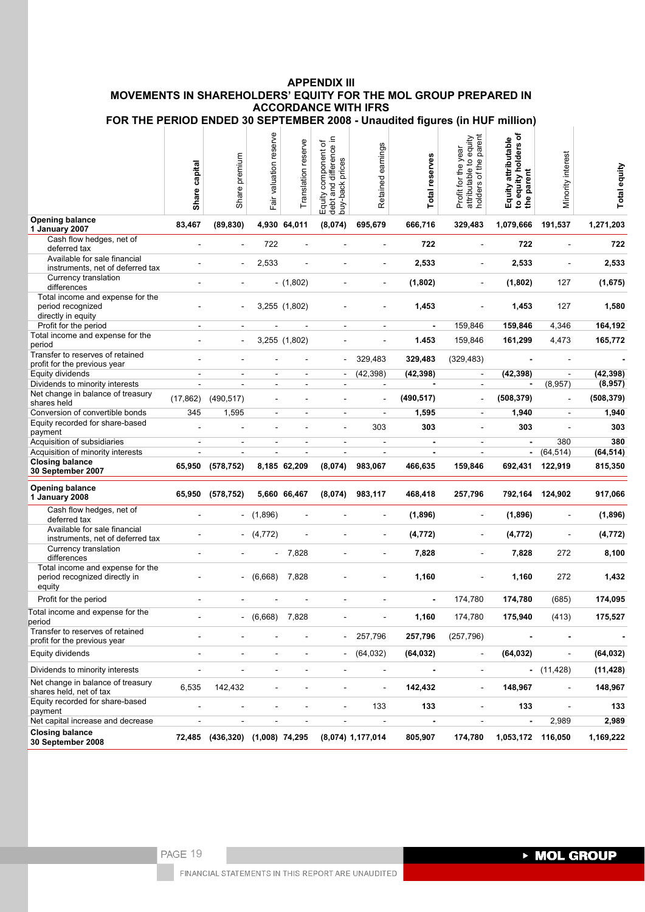# APPENDIX III
## MOVEMENTS IN SHAREHOLDERS' EQUITY FOR THE MOL GROUP PREPARED IN ACCORDANCE WITH IFRS
## FOR THE PERIOD ENDED 30 SEPTEMBER 2008 - Unaudited figures (in HUF million)

| | **Share capital** | Share premium | Fair valuation reserve | Translation reserve | Equity component of debt and difference in buy-back prices | Retained earnings | **Total reserves** | Profit for the year attributable to equity holders of the parent | **Equity attributable to equity holders of the parent** | Minority interest | **Total equity** |
|---|---|---|---|---|---|---|---|---|---|---|---|
| **Opening balance 1 January 2007** | **83,467** | **(89,830)** | **4,930** | **64,011** | **(8,074)** | **695,679** | **666,716** | **329,483** | **1,079,666** | **191,537** | **1,271,203** |
| Cash flow hedges, net of deferred tax | - | - | 722 | - | - | - | **722** | - | **722** | - | **722** |
| Available for sale financial instruments, net of deferred tax | - | - | 2,533 | - | - | - | **2,533** | - | **2,533** | - | **2,533** |
| Currency translation differences | - | - | - | (1,802) | - | - | **(1,802)** | - | **(1,802)** | 127 | **(1,675)** |
| Total income and expense for the period recognized directly in equity | - | - | 3,255 | (1,802) | - | - | **1,453** | - | **1,453** | 127 | **1,580** |
| Profit for the period | - | - | - | - | - | - | **-** | 159,846 | **159,846** | 4,346 | **164,192** |
| Total income and expense for the period | - | - | 3,255 | (1,802) | - | - | **1.453** | 159,846 | **161,299** | 4,473 | **165,772** |
| Transfer to reserves of retained profit for the previous year | - | - | - | - | - | 329,483 | **329,483** | (329,483) | **-** | - | **-** |
| Equity dividends | - | - | - | - | - | (42,398) | **(42,398)** | - | **(42,398)** | - | **(42,398)** |
| Dividends to minority interests | - | - | - | - | - | - | **-** | - | **-** | (8,957) | **(8,957)** |
| Net change in balance of treasury shares held | (17,862) | (490,517) | - | - | - | - | **(490,517)** | - | **(508,379)** | - | **(508,379)** |
| Conversion of convertible bonds | 345 | 1,595 | - | - | - | - | **1,595** | - | **1,940** | - | **1,940** |
| Equity recorded for share-based payment | - | - | - | - | - | 303 | **303** | - | **303** | - | **303** |
| Acquisition of subsidiaries | - | - | - | - | - | - | **-** | - | **-** | 380 | **380** |
| Acquisition of minority interests | - | - | - | - | - | - | **-** | - | **-** | (64,514) | **(64,514)** |
| **Closing balance 30 September 2007** | **65,950** | **(578,752)** | **8,185** | **62,209** | **(8,074)** | **983,067** | **466,635** | **159,846** | **692,431** | **122,919** | **815,350** |
| **Opening balance 1 January 2008** | **65,950** | **(578,752)** | **5,660** | **66,467** | **(8,074)** | **983,117** | **468,418** | **257,796** | **792,164** | **124,902** | **917,066** |
| Cash flow hedges, net of deferred tax | - | - | (1,896) | - | - | - | **(1,896)** | - | **(1,896)** | - | **(1,896)** |
| Available for sale financial instruments, net of deferred tax | - | - | (4,772) | - | - | - | **(4,772)** | - | **(4,772)** | - | **(4,772)** |
| Currency translation differences | - | - | - | 7,828 | - | - | **7,828** | - | **7,828** | 272 | **8,100** |
| Total income and expense for the period recognized directly in equity | - | - | (6,668) | 7,828 | - | - | **1,160** | - | **1,160** | 272 | **1,432** |
| Profit for the period | - | - | - | - | - | - | **-** | 174,780 | **174,780** | (685) | **174,095** |
| Total income and expense for the period | - | - | (6,668) | 7,828 | - | - | **1,160** | 174,780 | **175,940** | (413) | **175,527** |
| Transfer to reserves of retained profit for the previous year | - | - | - | - | - | 257,796 | **257,796** | (257,796) | **-** | **-** | **-** |
| Equity dividends | - | - | - | - | - | (64,032) | **(64,032)** | - | **(64,032)** | - | **(64,032)** |
| Dividends to minority interests | - | - | - | - | - | - | **-** | - | **-** | (11,428) | **(11,428)** |
| Net change in balance of treasury shares held, net of tax | 6,535 | 142,432 | - | - | - | - | **142,432** | - | **148,967** | - | **148,967** |
| Equity recorded for share-based payment | - | - | - | - | - | 133 | **133** | - | **133** | - | **133** |
| Net capital increase and decrease | - | - | - | - | - | - | **-** | - | **-** | 2,989 | **2,989** |
| **Closing balance 30 September 2008** | **72,485** | **(436,320)** | **(1,008)** | **74,295** | **(8,074)** | **1,177,014** | **805,907** | **174,780** | **1,053,172** | **116,050** | **1,169,222** |

FINANCIAL STATEMENTS IN THIS REPORT ARE UNAUDITED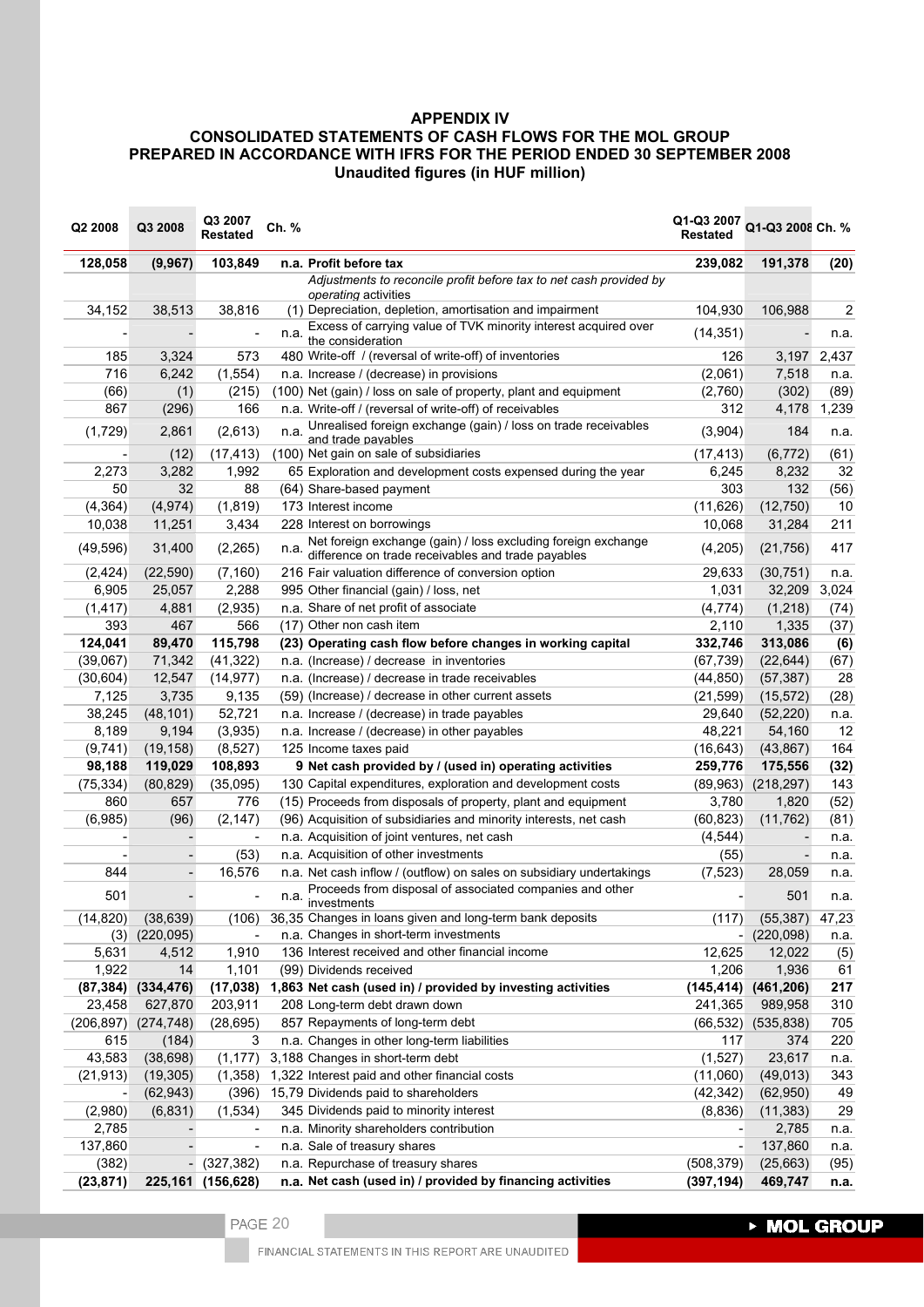## APPENDIX IV
## CONSOLIDATED STATEMENTS OF CASH FLOWS FOR THE MOL GROUP PREPARED IN ACCORDANCE WITH IFRS FOR THE PERIOD ENDED 30 SEPTEMBER 2008
### Unaudited figures (in HUF million)

| Q2 2008 | Q3 2008 | Q3 2007 Restated | Ch. % | | Q1-Q3 2007 Restated | Q1-Q3 2008 | Ch. % |
|---|---|---|---|---|---|---|---|
| **128,058** | **(9,967)** | **103,849** | **n.a.** | **Profit before tax** | **239,082** | **191,378** | **(20)** |
| | | | | *Adjustments to reconcile profit before tax to net cash provided by operating activities* | | | |
| 34,152 | 38,513 | 38,816 | (1) | Depreciation, depletion, amortisation and impairment | 104,930 | 106,988 | 2 |
| - | - | - | n.a. | Excess of carrying value of TVK minority interest acquired over the consideration | (14,351) | - | n.a. |
| 185 | 3,324 | 573 | 480 | Write-off / (reversal of write-off) of inventories | 126 | 3,197 | 2,437 |
| 716 | 6,242 | (1,554) | n.a. | Increase / (decrease) in provisions | (2,061) | 7,518 | n.a. |
| (66) | (1) | (215) | (100) | Net (gain) / loss on sale of property, plant and equipment | (2,760) | (302) | (89) |
| 867 | (296) | 166 | n.a. | Write-off / (reversal of write-off) of receivables | 312 | 4,178 | 1,239 |
| (1,729) | 2,861 | (2,613) | n.a. | Unrealised foreign exchange (gain) / loss on trade receivables and trade payables | (3,904) | 184 | n.a. |
| - | (12) | (17,413) | (100) | Net gain on sale of subsidiaries | (17,413) | (6,772) | (61) |
| 2,273 | 3,282 | 1,992 | 65 | Exploration and development costs expensed during the year | 6,245 | 8,232 | 32 |
| 50 | 32 | 88 | (64) | Share-based payment | 303 | 132 | (56) |
| (4,364) | (4,974) | (1,819) | 173 | Interest income | (11,626) | (12,750) | 10 |
| 10,038 | 11,251 | 3,434 | 228 | Interest on borrowings | 10,068 | 31,284 | 211 |
| (49,596) | 31,400 | (2,265) | n.a. | Net foreign exchange (gain) / loss excluding foreign exchange difference on trade receivables and trade payables | (4,205) | (21,756) | 417 |
| (2,424) | (22,590) | (7,160) | 216 | Fair valuation difference of conversion option | 29,633 | (30,751) | n.a. |
| 6,905 | 25,057 | 2,288 | 995 | Other financial (gain) / loss, net | 1,031 | 32,209 | 3,024 |
| (1,417) | 4,881 | (2,935) | n.a. | Share of net profit of associate | (4,774) | (1,218) | (74) |
| 393 | 467 | 566 | (17) | Other non cash item | 2,110 | 1,335 | (37) |
| **124,041** | **89,470** | **115,798** | **(23)** | **Operating cash flow before changes in working capital** | **332,746** | **313,086** | **(6)** |
| (39,067) | 71,342 | (41,322) | n.a. | (Increase) / decrease in inventories | (67,739) | (22,644) | (67) |
| (30,604) | 12,547 | (14,977) | n.a. | (Increase) / decrease in trade receivables | (44,850) | (57,387) | 28 |
| 7,125 | 3,735 | 9,135 | (59) | (Increase) / decrease in other current assets | (21,599) | (15,572) | (28) |
| 38,245 | (48,101) | 52,721 | n.a. | Increase / (decrease) in trade payables | 29,640 | (52,220) | n.a. |
| 8,189 | 9,194 | (3,935) | n.a. | Increase / (decrease) in other payables | 48,221 | 54,160 | 12 |
| (9,741) | (19,158) | (8,527) | 125 | Income taxes paid | (16,643) | (43,867) | 164 |
| **98,188** | **119,029** | **108,893** | **9** | **Net cash provided by / (used in) operating activities** | **259,776** | **175,556** | **(32)** |
| (75,334) | (80,829) | (35,095) | 130 | Capital expenditures, exploration and development costs | (89,963) | (218,297) | 143 |
| 860 | 657 | 776 | (15) | Proceeds from disposals of property, plant and equipment | 3,780 | 1,820 | (52) |
| (6,985) | (96) | (2,147) | (96) | Acquisition of subsidiaries and minority interests, net cash | (60,823) | (11,762) | (81) |
| - | - | - | n.a. | Acquisition of joint ventures, net cash | (4,544) | - | n.a. |
| - | - | (53) | n.a. | Acquisition of other investments | (55) | - | n.a. |
| 844 | - | 16,576 | n.a. | Net cash inflow / (outflow) on sales on subsidiary undertakings | (7,523) | 28,059 | n.a. |
| 501 | - | - | n.a. | Proceeds from disposal of associated companies and other investments | - | 501 | n.a. |
| (14,820) | (38,639) | (106) | 36,35 | Changes in loans given and long-term bank deposits | (117) | (55,387) | 47,23 |
| (3) | (220,095) | - | n.a. | Changes in short-term investments | - | (220,098) | n.a. |
| 5,631 | 4,512 | 1,910 | 136 | Interest received and other financial income | 12,625 | 12,022 | (5) |
| 1,922 | 14 | 1,101 | (99) | Dividends received | 1,206 | 1,936 | 61 |
| **(87,384)** | **(334,476)** | **(17,038)** | **1,863** | **Net cash (used in) / provided by investing activities** | **(145,414)** | **(461,206)** | **217** |
| 23,458 | 627,870 | 203,911 | 208 | Long-term debt drawn down | 241,365 | 989,958 | 310 |
| (206,897) | (274,748) | (28,695) | 857 | Repayments of long-term debt | (66,532) | (535,838) | 705 |
| 615 | (184) | 3 | n.a. | Changes in other long-term liabilities | 117 | 374 | 220 |
| 43,583 | (38,698) | (1,177) | 3,188 | Changes in short-term debt | (1,527) | 23,617 | n.a. |
| (21,913) | (19,305) | (1,358) | 1,322 | Interest paid and other financial costs | (11,060) | (49,013) | 343 |
| - | (62,943) | (396) | 15,79 | Dividends paid to shareholders | (42,342) | (62,950) | 49 |
| (2,980) | (6,831) | (1,534) | 345 | Dividends paid to minority interest | (8,836) | (11,383) | 29 |
| 2,785 | - | - | n.a. | Minority shareholders contribution | - | 2,785 | n.a. |
| 137,860 | - | - | n.a. | Sale of treasury shares | - | 137,860 | n.a. |
| (382) | - | (327,382) | n.a. | Repurchase of treasury shares | (508,379) | (25,663) | (95) |
| **(23,871)** | **225,161** | **(156,628)** | **n.a.** | **Net cash (used in) / provided by financing activities** | **(397,194)** | **469,747** | **n.a.** |

FINANCIAL STATEMENTS IN THIS REPORT ARE UNAUDITED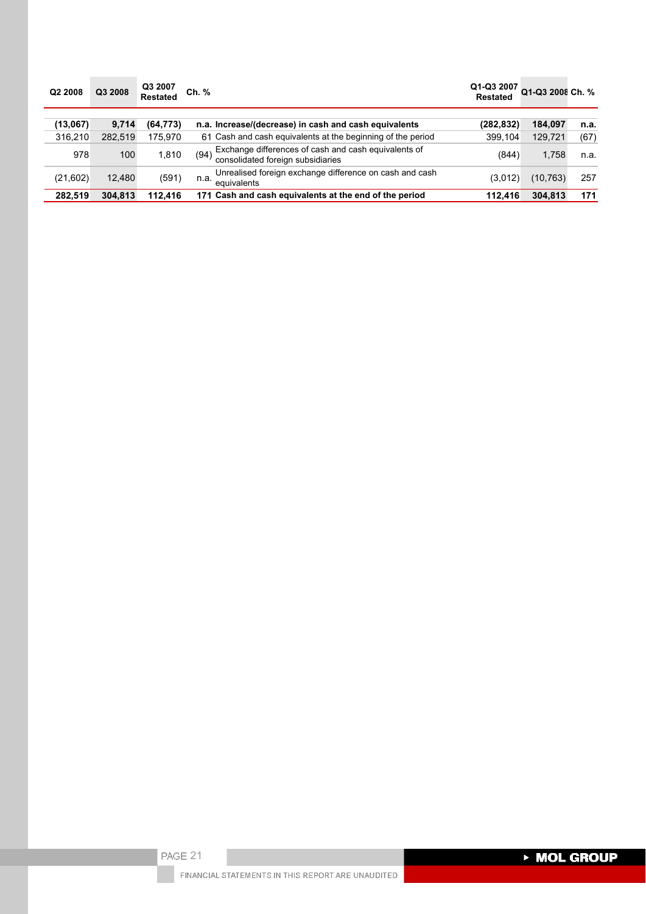| Q2 2008 | Q3 2008 | Q3 2007 Restated | Ch. % | | Q1-Q3 2007 Restated | Q1-Q3 2008 | Ch. % |
|---|---|---|---|---|---|---|---|
| **(13,067)** | **9,714** | **(64,773)** | **n.a.** | **Increase/(decrease) in cash and cash equivalents** | **(282,832)** | **184,097** | **n.a.** |
| 316,210 | 282,519 | 175,970 | 61 | Cash and cash equivalents at the beginning of the period | 399,104 | 129,721 | (67) |
| 978 | 100 | 1,810 | (94) | Exchange differences of cash and cash equivalents of consolidated foreign subsidiaries | (844) | 1,758 | n.a. |
| (21,602) | 12,480 | (591) | n.a. | Unrealised foreign exchange difference on cash and cash equivalents | (3,012) | (10,763) | 257 |
| **282,519** | **304,813** | **112,416** | **171** | **Cash and cash equivalents at the end of the period** | **112,416** | **304,813** | **171** |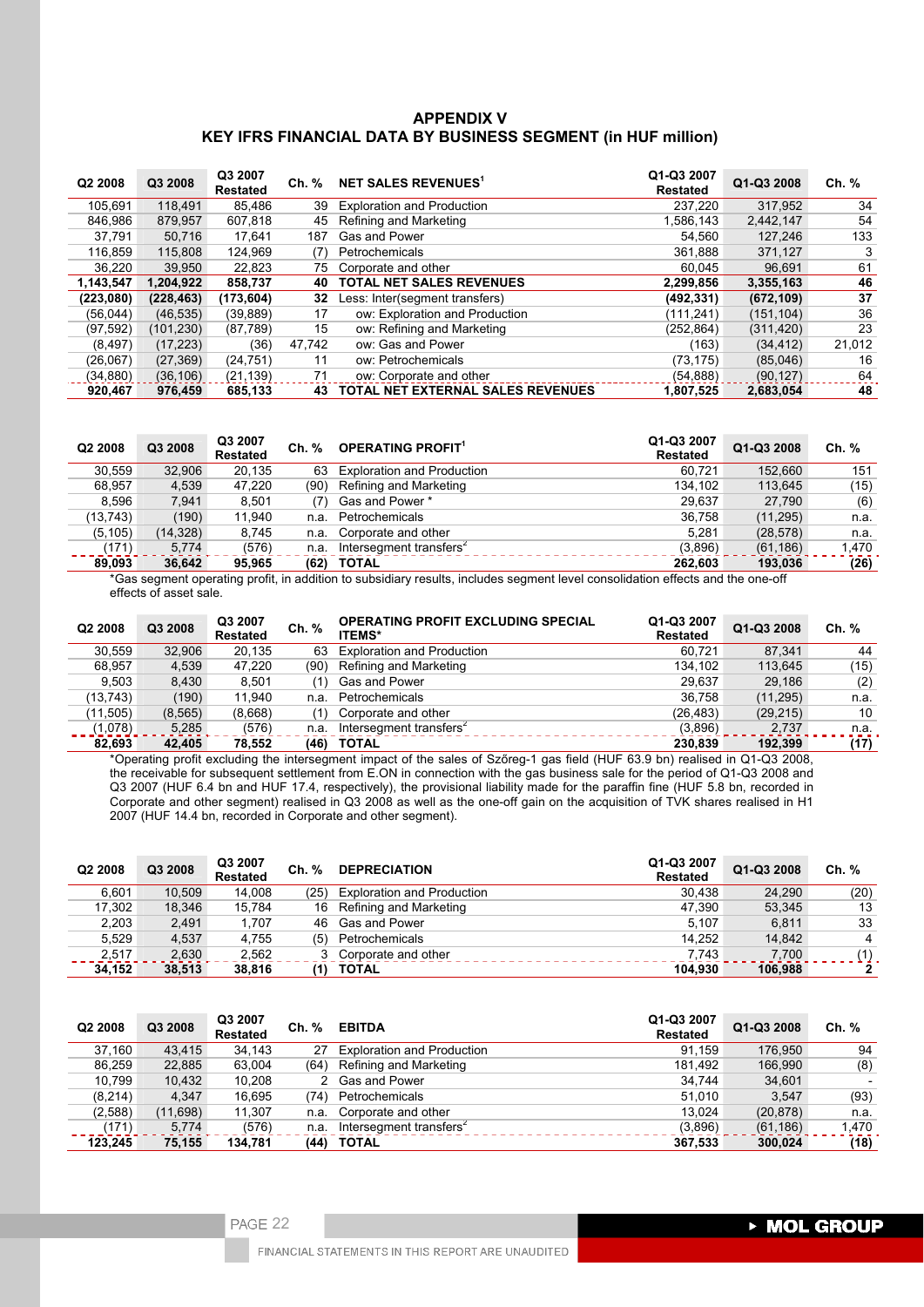# APPENDIX V
## KEY IFRS FINANCIAL DATA BY BUSINESS SEGMENT (in HUF million)

| Q2 2008 | Q3 2008 | Q3 2007 Restated | Ch. % | NET SALES REVENUES[1] | Q1-Q3 2007 Restated | Q1-Q3 2008 | Ch. % |
|---|---|---|---|---|---|---|---|
| 105,691 | 118,491 | 85,486 | 39 | Exploration and Production | 237,220 | 317,952 | 34 |
| 846,986 | 879,957 | 607,818 | 45 | Refining and Marketing | 1,586,143 | 2,442,147 | 54 |
| 37,791 | 50,716 | 17,641 | 187 | Gas and Power | 54,560 | 127,246 | 133 |
| 116,859 | 115,808 | 124,969 | (7) | Petrochemicals | 361,888 | 371,127 | 3 |
| 36,220 | 39,950 | 22,823 | 75 | Corporate and other | 60,045 | 96,691 | 61 |
| **1,143,547** | **1,204,922** | **858,737** | **40** | **TOTAL NET SALES REVENUES** | **2,299,856** | **3,355,163** | **46** |
| **(223,080)** | **(228,463)** | **(173,604)** | **32** | Less: Inter(segment transfers) | **(492,331)** | **(672,109)** | **37** |
| (56,044) | (46,535) | (39,889) | 17 | ow: Exploration and Production | (111,241) | (151,104) | 36 |
| (97,592) | (101,230) | (87,789) | 15 | ow: Refining and Marketing | (252,864) | (311,420) | 23 |
| (8,497) | (17,223) | (36) | 47,742 | ow: Gas and Power | (163) | (34,412) | 21,012 |
| (26,067) | (27,369) | (24,751) | 11 | ow: Petrochemicals | (73,175) | (85,046) | 16 |
| (34,880) | (36,106) | (21,139) | 71 | ow: Corporate and other | (54,888) | (90,127) | 64 |
| **920,467** | **976,459** | **685,133** | **43** | **TOTAL NET EXTERNAL SALES REVENUES** | **1,807,525** | **2,683,054** | **48** |

| Q2 2008 | Q3 2008 | Q3 2007 Restated | Ch. % | OPERATING PROFIT[1] | Q1-Q3 2007 Restated | Q1-Q3 2008 | Ch. % |
|---|---|---|---|---|---|---|---|
| 30,559 | 32,906 | 20,135 | 63 | Exploration and Production | 60,721 | 152,660 | 151 |
| 68,957 | 4,539 | 47,220 | (90) | Refining and Marketing | 134,102 | 113,645 | (15) |
| 8,596 | 7,941 | 8,501 | (7) | Gas and Power * | 29,637 | 27,790 | (6) |
| (13,743) | (190) | 11,940 | n.a. | Petrochemicals | 36,758 | (11,295) | n.a. |
| (5,105) | (14,328) | 8,745 | n.a. | Corporate and other | 5,281 | (28,578) | n.a. |
| (171) | 5,774 | (576) | n.a. | Intersegment transfers[2] | (3,896) | (61,186) | 1,470 |
| **89,093** | **36,642** | **95,965** | **(62)** | **TOTAL** | **262,603** | **193,036** | **(26)** |

*Gas segment operating profit, in addition to subsidiary results, includes segment level consolidation effects and the one-off effects of asset sale.

| Q2 2008 | Q3 2008 | Q3 2007 Restated | Ch. % | OPERATING PROFIT EXCLUDING SPECIAL ITEMS* | Q1-Q3 2007 Restated | Q1-Q3 2008 | Ch. % |
|---|---|---|---|---|---|---|---|
| 30,559 | 32,906 | 20,135 | 63 | Exploration and Production | 60,721 | 87,341 | 44 |
| 68,957 | 4,539 | 47,220 | (90) | Refining and Marketing | 134,102 | 113,645 | (15) |
| 9,503 | 8,430 | 8,501 | (1) | Gas and Power | 29,637 | 29,186 | (2) |
| (13,743) | (190) | 11,940 | n.a. | Petrochemicals | 36,758 | (11,295) | n.a. |
| (11,505) | (8,565) | (8,668) | (1) | Corporate and other | (26,483) | (29,215) | 10 |
| (1,078) | 5,285 | (576) | n.a. | Intersegment transfers[2] | (3,896) | 2,737 | n.a. |
| **82,693** | **42,405** | **78,552** | **(46)** | **TOTAL** | **230,839** | **192,399** | **(17)** |

*Operating profit excluding the intersegment impact of the sales of Szőreg-1 gas field (HUF 63.9 bn) realised in Q1-Q3 2008, the receivable for subsequent settlement from E.ON in connection with the gas business sale for the period of Q1-Q3 2008 and Q3 2007 (HUF 6.4 bn and HUF 17.4, respectively), the provisional liability made for the paraffin fine (HUF 5.8 bn, recorded in Corporate and other segment) realised in Q3 2008 as well as the one-off gain on the acquisition of TVK shares realised in H1 2007 (HUF 14.4 bn, recorded in Corporate and other segment).

| Q2 2008 | Q3 2008 | Q3 2007 Restated | Ch. % | DEPRECIATION | Q1-Q3 2007 Restated | Q1-Q3 2008 | Ch. % |
|---|---|---|---|---|---|---|---|
| 6,601 | 10,509 | 14,008 | (25) | Exploration and Production | 30,438 | 24,290 | (20) |
| 17,302 | 18,346 | 15,784 | 16 | Refining and Marketing | 47,390 | 53,345 | 13 |
| 2,203 | 2,491 | 1,707 | 46 | Gas and Power | 5,107 | 6,811 | 33 |
| 5,529 | 4,537 | 4,755 | (5) | Petrochemicals | 14,252 | 14,842 | 4 |
| 2,517 | 2,630 | 2,562 | 3 | Corporate and other | 7,743 | 7,700 | (1) |
| **34,152** | **38,513** | **38,816** | **(1)** | **TOTAL** | **104,930** | **106,988** | **2** |

| Q2 2008 | Q3 2008 | Q3 2007 Restated | Ch. % | EBITDA | Q1-Q3 2007 Restated | Q1-Q3 2008 | Ch. % |
|---|---|---|---|---|---|---|---|
| 37,160 | 43,415 | 34,143 | 27 | Exploration and Production | 91,159 | 176,950 | 94 |
| 86,259 | 22,885 | 63,004 | (64) | Refining and Marketing | 181,492 | 166,990 | (8) |
| 10,799 | 10,432 | 10,208 | 2 | Gas and Power | 34,744 | 34,601 | - |
| (8,214) | 4,347 | 16,695 | (74) | Petrochemicals | 51,010 | 3,547 | (93) |
| (2,588) | (11,698) | 11,307 | n.a. | Corporate and other | 13,024 | (20,878) | n.a. |
| (171) | 5,774 | (576) | n.a. | Intersegment transfers[2] | (3,896) | (61,186) | 1,470 |
| **123,245** | **75,155** | **134,781** | **(44)** | **TOTAL** | **367,533** | **300,024** | **(18)** |

FINANCIAL STATEMENTS IN THIS REPORT ARE UNAUDITED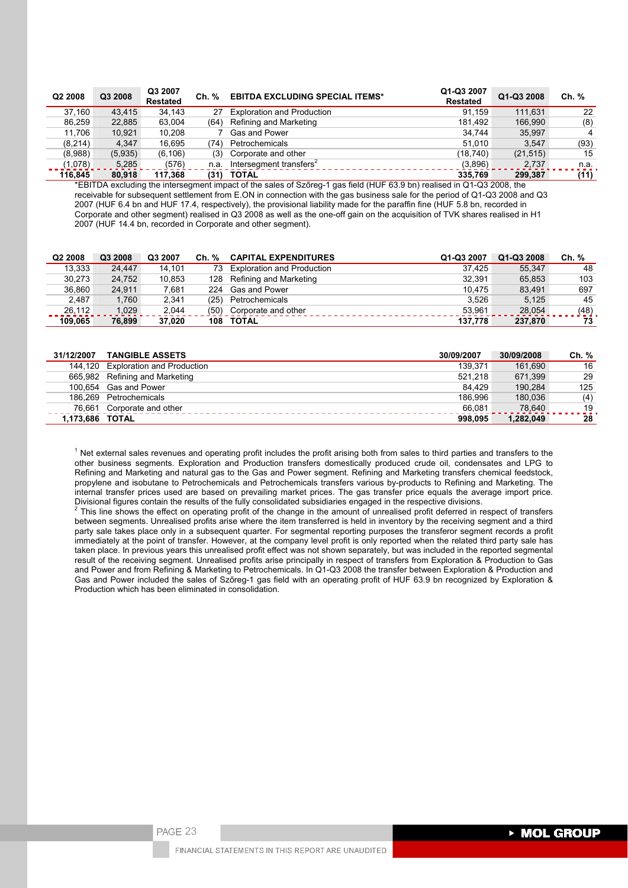| Q2 2008 | Q3 2008 | Q3 2007 Restated | Ch. % | EBITDA EXCLUDING SPECIAL ITEMS* | Q1-Q3 2007 Restated | Q1-Q3 2008 | Ch. % |
|---|---|---|---|---|---|---|---|
| 37,160 | 43,415 | 34,143 | 27 | Exploration and Production | 91,159 | 111,631 | 22 |
| 86,259 | 22,885 | 63,004 | (64) | Refining and Marketing | 181,492 | 166,990 | (8) |
| 11,706 | 10,921 | 10,208 | 7 | Gas and Power | 34,744 | 35,997 | 4 |
| (8,214) | 4,347 | 16,695 | (74) | Petrochemicals | 51,010 | 3,547 | (93) |
| (8,988) | (5,935) | (6,106) | (3) | Corporate and other | (18,740) | (21,515) | 15 |
| (1,078) | 5,285 | (576) | n.a. | Intersegment transfers[2] | (3,896) | 2,737 | n.a. |
| **116,845** | **80,918** | **117,368** | **(31)** | **TOTAL** | **335,769** | **299,387** | **(11)** |

*EBITDA excluding the intersegment impact of the sales of Szőreg-1 gas field (HUF 63.9 bn) realised in Q1-Q3 2008, the receivable for subsequent settlement from E.ON in connection with the gas business sale for the period of Q1-Q3 2008 and Q3 2007 (HUF 6.4 bn and HUF 17.4, respectively), the provisional liability made for the paraffin fine (HUF 5.8 bn, recorded in Corporate and other segment) realised in Q3 2008 as well as the one-off gain on the acquisition of TVK shares realised in H1 2007 (HUF 14.4 bn, recorded in Corporate and other segment).

| Q2 2008 | Q3 2008 | Q3 2007 | Ch. % | CAPITAL EXPENDITURES | Q1-Q3 2007 | Q1-Q3 2008 | Ch. % |
|---|---|---|---|---|---|---|---|
| 13,333 | 24,447 | 14,101 | 73 | Exploration and Production | 37,425 | 55,347 | 48 |
| 30,273 | 24,752 | 10,853 | 128 | Refining and Marketing | 32,391 | 65,853 | 103 |
| 36,860 | 24,911 | 7,681 | 224 | Gas and Power | 10,475 | 83,491 | 697 |
| 2,487 | 1,760 | 2,341 | (25) | Petrochemicals | 3,526 | 5,125 | 45 |
| 26,112 | 1,029 | 2,044 | (50) | Corporate and other | 53,961 | 28,054 | (48) |
| **109,065** | **76,899** | **37,020** | **108** | **TOTAL** | **137,778** | **237,870** | **73** |

| 31/12/2007 | TANGIBLE ASSETS | 30/09/2007 | 30/09/2008 | Ch. % |
|---|---|---|---|---|
| 144,120 | Exploration and Production | 139,371 | 161,690 | 16 |
| 665,982 | Refining and Marketing | 521,218 | 671,399 | 29 |
| 100,654 | Gas and Power | 84,429 | 190,284 | 125 |
| 186,269 | Petrochemicals | 186,996 | 180,036 | (4) |
| 76,661 | Corporate and other | 66,081 | 78,640 | 19 |
| **1,173,686** | **TOTAL** | **998,095** | **1,282,049** | **28** |

[1] Net external sales revenues and operating profit includes the profit arising both from sales to third parties and transfers to the other business segments. Exploration and Production transfers domestically produced crude oil, condensates and LPG to Refining and Marketing and natural gas to the Gas and Power segment. Refining and Marketing transfers chemical feedstock, propylene and isobutane to Petrochemicals and Petrochemicals transfers various by-products to Refining and Marketing. The internal transfer prices used are based on prevailing market prices. The gas transfer price equals the average import price. Divisional figures contain the results of the fully consolidated subsidiaries engaged in the respective divisions.

[2] This line shows the effect on operating profit of the change in the amount of unrealised profit deferred in respect of transfers between segments. Unrealised profits arise where the item transferred is held in inventory by the receiving segment and a third party sale takes place only in a subsequent quarter. For segmental reporting purposes the transferor segment records a profit immediately at the point of transfer. However, at the company level profit is only reported when the related third party sale has taken place. In previous years this unrealised profit effect was not shown separately, but was included in the reported segmental result of the receiving segment. Unrealised profits arise principally in respect of transfers from Exploration & Production to Gas and Power and from Refining & Marketing to Petrochemicals. In Q1-Q3 2008 the transfer between Exploration & Production and Gas and Power included the sales of Szőreg-1 gas field with an operating profit of HUF 63.9 bn recognized by Exploration & Production which has been eliminated in consolidation.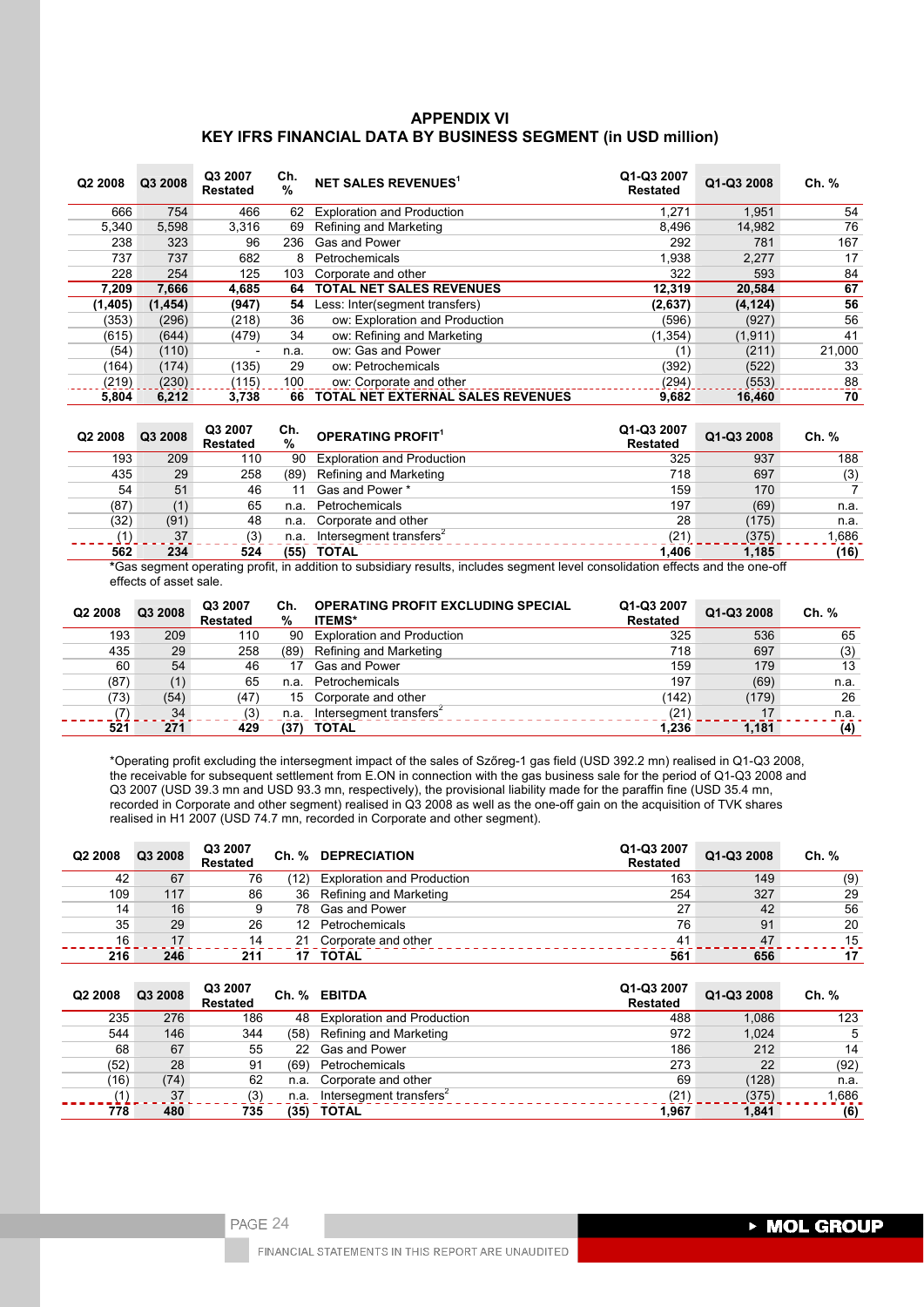# APPENDIX VI
## KEY IFRS FINANCIAL DATA BY BUSINESS SEGMENT (in USD million)

| Q2 2008 | Q3 2008 | Q3 2007 Restated | Ch. % | NET SALES REVENUES[1] | Q1-Q3 2007 Restated | Q1-Q3 2008 | Ch. % |
|---|---|---|---|---|---|---|---|
| 666 | 754 | 466 | 62 | Exploration and Production | 1,271 | 1,951 | 54 |
| 5,340 | 5,598 | 3,316 | 69 | Refining and Marketing | 8,496 | 14,982 | 76 |
| 238 | 323 | 96 | 236 | Gas and Power | 292 | 781 | 167 |
| 737 | 737 | 682 | 8 | Petrochemicals | 1,938 | 2,277 | 17 |
| 228 | 254 | 125 | 103 | Corporate and other | 322 | 593 | 84 |
| **7,209** | **7,666** | **4,685** | **64** | **TOTAL NET SALES REVENUES** | **12,319** | **20,584** | **67** |
| **(1,405)** | **(1,454)** | **(947)** | **54** | Less: Inter(segment transfers) | **(2,637)** | **(4,124)** | **56** |
| (353) | (296) | (218) | 36 | ow: Exploration and Production | (596) | (927) | 56 |
| (615) | (644) | (479) | 34 | ow: Refining and Marketing | (1,354) | (1,911) | 41 |
| (54) | (110) | - | n.a. | ow: Gas and Power | (1) | (211) | 21,000 |
| (164) | (174) | (135) | 29 | ow: Petrochemicals | (392) | (522) | 33 |
| (219) | (230) | (115) | 100 | ow: Corporate and other | (294) | (553) | 88 |
| **5,804** | **6,212** | **3,738** | **66** | **TOTAL NET EXTERNAL SALES REVENUES** | **9,682** | **16,460** | **70** |

| Q2 2008 | Q3 2008 | Q3 2007 Restated | Ch. % | OPERATING PROFIT[1] | Q1-Q3 2007 Restated | Q1-Q3 2008 | Ch. % |
|---|---|---|---|---|---|---|---|
| 193 | 209 | 110 | 90 | Exploration and Production | 325 | 937 | 188 |
| 435 | 29 | 258 | (89) | Refining and Marketing | 718 | 697 | (3) |
| 54 | 51 | 46 | 11 | Gas and Power * | 159 | 170 | 7 |
| (87) | (1) | 65 | n.a. | Petrochemicals | 197 | (69) | n.a. |
| (32) | (91) | 48 | n.a. | Corporate and other | 28 | (175) | n.a. |
| (1) | 37 | (3) | n.a. | Intersegment transfers[2] | (21) | (375) | 1,686 |
| **562** | **234** | **524** | **(55)** | **TOTAL** | **1,406** | **1,185** | **(16)** |

*Gas segment operating profit, in addition to subsidiary results, includes segment level consolidation effects and the one-off effects of asset sale.

| Q2 2008 | Q3 2008 | Q3 2007 Restated | Ch. % | OPERATING PROFIT EXCLUDING SPECIAL ITEMS* | Q1-Q3 2007 Restated | Q1-Q3 2008 | Ch. % |
|---|---|---|---|---|---|---|---|
| 193 | 209 | 110 | 90 | Exploration and Production | 325 | 536 | 65 |
| 435 | 29 | 258 | (89) | Refining and Marketing | 718 | 697 | (3) |
| 60 | 54 | 46 | 17 | Gas and Power | 159 | 179 | 13 |
| (87) | (1) | 65 | n.a. | Petrochemicals | 197 | (69) | n.a. |
| (73) | (54) | (47) | 15 | Corporate and other | (142) | (179) | 26 |
| (7) | 34 | (3) | n.a. | Intersegment transfers[2] | (21) | 17 | n.a. |
| **521** | **271** | **429** | **(37)** | **TOTAL** | **1,236** | **1,181** | **(4)** |

*Operating profit excluding the intersegment impact of the sales of Szőreg-1 gas field (USD 392.2 mn) realised in Q1-Q3 2008, the receivable for subsequent settlement from E.ON in connection with the gas business sale for the period of Q1-Q3 2008 and Q3 2007 (USD 39.3 mn and USD 93.3 mn, respectively), the provisional liability made for the paraffin fine (USD 35.4 mn, recorded in Corporate and other segment) realised in Q3 2008 as well as the one-off gain on the acquisition of TVK shares realised in H1 2007 (USD 74.7 mn, recorded in Corporate and other segment).

| Q2 2008 | Q3 2008 | Q3 2007 Restated | Ch. % | DEPRECIATION | Q1-Q3 2007 Restated | Q1-Q3 2008 | Ch. % |
|---|---|---|---|---|---|---|---|
| 42 | 67 | 76 | (12) | Exploration and Production | 163 | 149 | (9) |
| 109 | 117 | 86 | 36 | Refining and Marketing | 254 | 327 | 29 |
| 14 | 16 | 9 | 78 | Gas and Power | 27 | 42 | 56 |
| 35 | 29 | 26 | 12 | Petrochemicals | 76 | 91 | 20 |
| 16 | 17 | 14 | 21 | Corporate and other | 41 | 47 | 15 |
| **216** | **246** | **211** | **17** | **TOTAL** | **561** | **656** | **17** |

| Q2 2008 | Q3 2008 | Q3 2007 Restated | Ch. % | EBITDA | Q1-Q3 2007 Restated | Q1-Q3 2008 | Ch. % |
|---|---|---|---|---|---|---|---|
| 235 | 276 | 186 | 48 | Exploration and Production | 488 | 1,086 | 123 |
| 544 | 146 | 344 | (58) | Refining and Marketing | 972 | 1,024 | 5 |
| 68 | 67 | 55 | 22 | Gas and Power | 186 | 212 | 14 |
| (52) | 28 | 91 | (69) | Petrochemicals | 273 | 22 | (92) |
| (16) | (74) | 62 | n.a. | Corporate and other | 69 | (128) | n.a. |
| (1) | 37 | (3) | n.a. | Intersegment transfers[2] | (21) | (375) | 1,686 |
| **778** | **480** | **735** | **(35)** | **TOTAL** | **1,967** | **1,841** | **(6)** |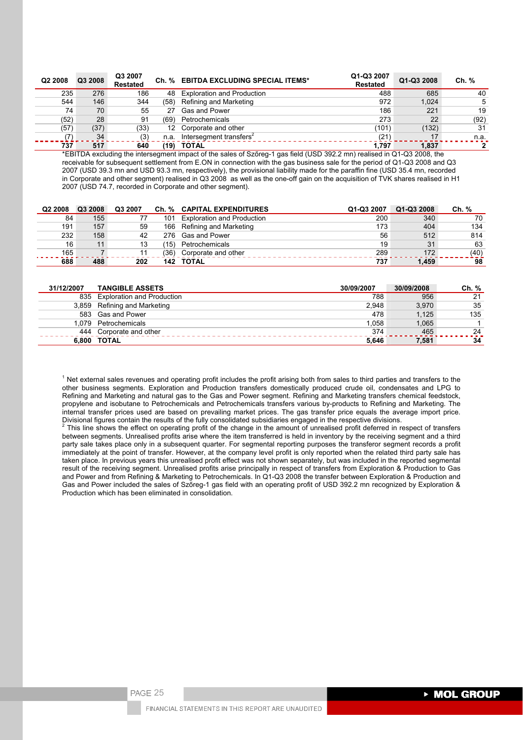| Q2 2008 | Q3 2008 | Q3 2007 Restated | Ch. % | EBITDA EXCLUDING SPECIAL ITEMS* | Q1-Q3 2007 Restated | Q1-Q3 2008 | Ch. % |
|---|---|---|---|---|---|---|---|
| 235 | 276 | 186 | 48 | Exploration and Production | 488 | 685 | 40 |
| 544 | 146 | 344 | (58) | Refining and Marketing | 972 | 1,024 | 5 |
| 74 | 70 | 55 | 27 | Gas and Power | 186 | 221 | 19 |
| (52) | 28 | 91 | (69) | Petrochemicals | 273 | 22 | (92) |
| (57) | (37) | (33) | 12 | Corporate and other | (101) | (132) | 31 |
| (7) | 34 | (3) | n.a. | Intersegment transfers[2] | (21) | 17 | n.a. |
| **737** | **517** | **640** | **(19)** | **TOTAL** | **1,797** | **1,837** | **2** |

*EBITDA excluding the intersegment impact of the sales of Szőreg-1 gas field (USD 392.2 mn) realised in Q1-Q3 2008, the receivable for subsequent settlement from E.ON in connection with the gas business sale for the period of Q1-Q3 2008 and Q3 2007 (USD 39.3 mn and USD 93.3 mn, respectively), the provisional liability made for the paraffin fine (USD 35.4 mn, recorded in Corporate and other segment) realised in Q3 2008 as well as the one-off gain on the acquisition of TVK shares realised in H1 2007 (USD 74.7, recorded in Corporate and other segment).

| Q2 2008 | Q3 2008 | Q3 2007 | Ch. % | CAPITAL EXPENDITURES | Q1-Q3 2007 | Q1-Q3 2008 | Ch. % |
|---|---|---|---|---|---|---|---|
| 84 | 155 | 77 | 101 | Exploration and Production | 200 | 340 | 70 |
| 191 | 157 | 59 | 166 | Refining and Marketing | 173 | 404 | 134 |
| 232 | 158 | 42 | 276 | Gas and Power | 56 | 512 | 814 |
| 16 | 11 | 13 | (15) | Petrochemicals | 19 | 31 | 63 |
| 165 | 7 | 11 | (36) | Corporate and other | 289 | 172 | (40) |
| **688** | **488** | **202** | **142** | **TOTAL** | **737** | **1,459** | **98** |

| 31/12/2007 | TANGIBLE ASSETS | 30/09/2007 | 30/09/2008 | Ch. % |
|---|---|---|---|---|
| 835 | Exploration and Production | 788 | 956 | 21 |
| 3,859 | Refining and Marketing | 2,948 | 3,970 | 35 |
| 583 | Gas and Power | 478 | 1,125 | 135 |
| 1,079 | Petrochemicals | 1,058 | 1,065 | 1 |
| 444 | Corporate and other | 374 | 465 | 24 |
| **6,800** | **TOTAL** | **5,646** | **7,581** | **34** |

[1] Net external sales revenues and operating profit includes the profit arising both from sales to third parties and transfers to the other business segments. Exploration and Production transfers domestically produced crude oil, condensates and LPG to Refining and Marketing and natural gas to the Gas and Power segment. Refining and Marketing transfers chemical feedstock, propylene and isobutane to Petrochemicals and Petrochemicals transfers various by-products to Refining and Marketing. The internal transfer prices used are based on prevailing market prices. The gas transfer price equals the average import price. Divisional figures contain the results of the fully consolidated subsidiaries engaged in the respective divisions.

[2] This line shows the effect on operating profit of the change in the amount of unrealised profit deferred in respect of transfers between segments. Unrealised profits arise where the item transferred is held in inventory by the receiving segment and a third party sale takes place only in a subsequent quarter. For segmental reporting purposes the transferor segment records a profit immediately at the point of transfer. However, at the company level profit is only reported when the related third party sale has taken place. In previous years this unrealised profit effect was not shown separately, but was included in the reported segmental result of the receiving segment. Unrealised profits arise principally in respect of transfers from Exploration & Production to Gas and Power and from Refining & Marketing to Petrochemicals. In Q1-Q3 2008 the transfer between Exploration & Production and Gas and Power included the sales of Szőreg-1 gas field with an operating profit of USD 392.2 mn recognized by Exploration & Production which has been eliminated in consolidation.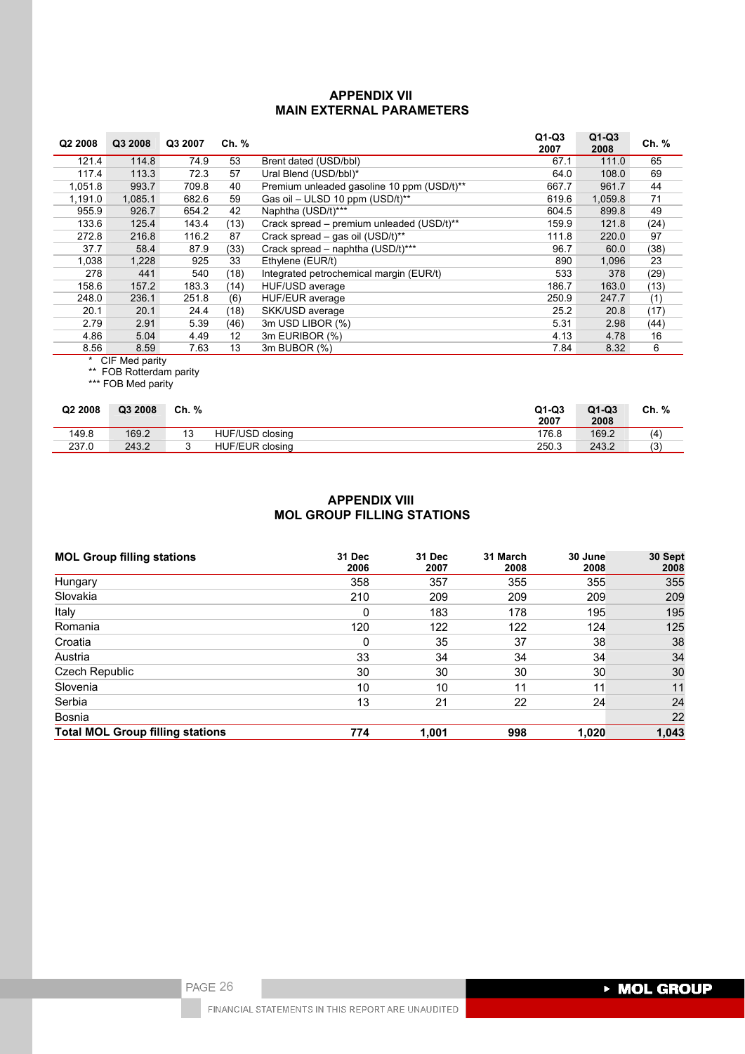## APPENDIX VII
## MAIN EXTERNAL PARAMETERS

| Q2 2008 | Q3 2008 | Q3 2007 | Ch. % | | Q1-Q3 2007 | Q1-Q3 2008 | Ch. % |
|---|---|---|---|---|---|---|---|
| 121.4 | 114.8 | 74.9 | 53 | Brent dated (USD/bbl) | 67.1 | 111.0 | 65 |
| 117.4 | 113.3 | 72.3 | 57 | Ural Blend (USD/bbl)* | 64.0 | 108.0 | 69 |
| 1,051.8 | 993.7 | 709.8 | 40 | Premium unleaded gasoline 10 ppm (USD/t)** | 667.7 | 961.7 | 44 |
| 1,191.0 | 1,085.1 | 682.6 | 59 | Gas oil – ULSD 10 ppm (USD/t)** | 619.6 | 1,059.8 | 71 |
| 955.9 | 926.7 | 654.2 | 42 | Naphtha (USD/t)*** | 604.5 | 899.8 | 49 |
| 133.6 | 125.4 | 143.4 | (13) | Crack spread – premium unleaded (USD/t)** | 159.9 | 121.8 | (24) |
| 272.8 | 216.8 | 116.2 | 87 | Crack spread – gas oil (USD/t)** | 111.8 | 220.0 | 97 |
| 37.7 | 58.4 | 87.9 | (33) | Crack spread – naphtha (USD/t)*** | 96.7 | 60.0 | (38) |
| 1,038 | 1,228 | 925 | 33 | Ethylene (EUR/t) | 890 | 1,096 | 23 |
| 278 | 441 | 540 | (18) | Integrated petrochemical margin (EUR/t) | 533 | 378 | (29) |
| 158.6 | 157.2 | 183.3 | (14) | HUF/USD average | 186.7 | 163.0 | (13) |
| 248.0 | 236.1 | 251.8 | (6) | HUF/EUR average | 250.9 | 247.7 | (1) |
| 20.1 | 20.1 | 24.4 | (18) | SKK/USD average | 25.2 | 20.8 | (17) |
| 2.79 | 2.91 | 5.39 | (46) | 3m USD LIBOR (%) | 5.31 | 2.98 | (44) |
| 4.86 | 5.04 | 4.49 | 12 | 3m EURIBOR (%) | 4.13 | 4.78 | 16 |
| 8.56 | 8.59 | 7.63 | 13 | 3m BUBOR (%) | 7.84 | 8.32 | 6 |

\* CIF Med parity
** FOB Rotterdam parity
*** FOB Med parity

| Q2 2008 | Q3 2008 | Ch. % | | Q1-Q3 2007 | Q1-Q3 2008 | Ch. % |
|---|---|---|---|---|---|---|
| 149.8 | 169.2 | 13 | HUF/USD closing | 176.8 | 169.2 | (4) |
| 237.0 | 243.2 | 3 | HUF/EUR closing | 250.3 | 243.2 | (3) |

## APPENDIX VIII
## MOL GROUP FILLING STATIONS

| MOL Group filling stations | 31 Dec 2006 | 31 Dec 2007 | 31 March 2008 | 30 June 2008 | 30 Sept 2008 |
|---|---|---|---|---|---|
| Hungary | 358 | 357 | 355 | 355 | 355 |
| Slovakia | 210 | 209 | 209 | 209 | 209 |
| Italy | 0 | 183 | 178 | 195 | 195 |
| Romania | 120 | 122 | 122 | 124 | 125 |
| Croatia | 0 | 35 | 37 | 38 | 38 |
| Austria | 33 | 34 | 34 | 34 | 34 |
| Czech Republic | 30 | 30 | 30 | 30 | 30 |
| Slovenia | 10 | 10 | 11 | 11 | 11 |
| Serbia | 13 | 21 | 22 | 24 | 24 |
| Bosnia | | | | | 22 |
| **Total MOL Group filling stations** | **774** | **1,001** | **998** | **1,020** | **1,043** |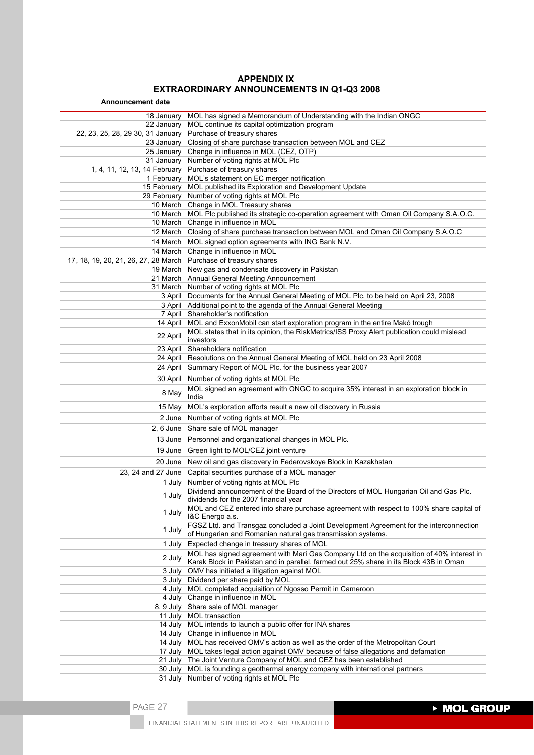## APPENDIX IX
## EXTRAORDINARY ANNOUNCEMENTS IN Q1-Q3 2008

| Announcement date | |
|---|---|
| 18 January | MOL has signed a Memorandum of Understanding with the Indian ONGC |
| 22 January | MOL continue its capital optimization program |
| 22, 23, 25, 28, 29 30, 31 January | Purchase of treasury shares |
| 23 January | Closing of share purchase transaction between MOL and CEZ |
| 25 January | Change in influence in MOL (CEZ, OTP) |
| 31 January | Number of voting rights at MOL Plc |
| 1, 4, 11, 12, 13, 14 February | Purchase of treasury shares |
| 1 February | MOL's statement on EC merger notification |
| 15 February | MOL published its Exploration and Development Update |
| 29 February | Number of voting rights at MOL Plc |
| 10 March | Change in MOL Treasury shares |
| 10 March | MOL Plc published its strategic co-operation agreement with Oman Oil Company S.A.O.C. |
| 10 March | Change in influence in MOL |
| 12 March | Closing of share purchase transaction between MOL and Oman Oil Company S.A.O.C |
| 14 March | MOL signed option agreements with ING Bank N.V. |
| 14 March | Change in influence in MOL |
| 17, 18, 19, 20, 21, 26, 27, 28 March | Purchase of treasury shares |
| 19 March | New gas and condensate discovery in Pakistan |
| 21 March | Annual General Meeting Announcement |
| 31 March | Number of voting rights at MOL Plc |
| 3 April | Documents for the Annual General Meeting of MOL Plc. to be held on April 23, 2008 |
| 3 April | Additional point to the agenda of the Annual General Meeting |
| 7 April | Shareholder's notification |
| 14 April | MOL and ExxonMobil can start exploration program in the entire Makó trough |
| 22 April | MOL states that in its opinion, the RiskMetrics/ISS Proxy Alert publication could mislead investors |
| 23 April | Shareholders notification |
| 24 April | Resolutions on the Annual General Meeting of MOL held on 23 April 2008 |
| 24 April | Summary Report of MOL Plc. for the business year 2007 |
| 30 April | Number of voting rights at MOL Plc |
| 8 May | MOL signed an agreement with ONGC to acquire 35% interest in an exploration block in India |
| 15 May | MOL's exploration efforts result a new oil discovery in Russia |
| 2 June | Number of voting rights at MOL Plc |
| 2, 6 June | Share sale of MOL manager |
| 13 June | Personnel and organizational changes in MOL Plc. |
| 19 June | Green light to MOL/CEZ joint venture |
| 20 June | New oil and gas discovery in Federovskoye Block in Kazakhstan |
| 23, 24 and 27 June | Capital securities purchase of a MOL manager |
| 1 July | Number of voting rights at MOL Plc |
| 1 July | Dividend announcement of the Board of the Directors of MOL Hungarian Oil and Gas Plc. dividends for the 2007 financial year |
| 1 July | MOL and CEZ entered into share purchase agreement with respect to 100% share capital of I&C Energo a.s. |
| 1 July | FGSZ Ltd. and Transgaz concluded a Joint Development Agreement for the interconnection of Hungarian and Romanian natural gas transmission systems. |
| 1 July | Expected change in treasury shares of MOL |
| 2 July | MOL has signed agreement with Mari Gas Company Ltd on the acquisition of 40% interest in Karak Block in Pakistan and in parallel, farmed out 25% share in its Block 43B in Oman |
| 3 July | OMV has initiated a litigation against MOL |
| 3 July | Dividend per share paid by MOL |
| 4 July | MOL completed acquisition of Ngosso Permit in Cameroon |
| 4 July | Change in influence in MOL |
| 8, 9 July | Share sale of MOL manager |
| 11 July | MOL transaction |
| 14 July | MOL intends to launch a public offer for INA shares |
| 14 July | Change in influence in MOL |
| 14 July | MOL has received OMV's action as well as the order of the Metropolitan Court |
| 17 July | MOL takes legal action against OMV because of false allegations and defamation |
| 21 July | The Joint Venture Company of MOL and CEZ has been established |
| 30 July | MOL is founding a geothermal energy company with international partners |
| 31 July | Number of voting rights at MOL Plc |

FINANCIAL STATEMENTS IN THIS REPORT ARE UNAUDITED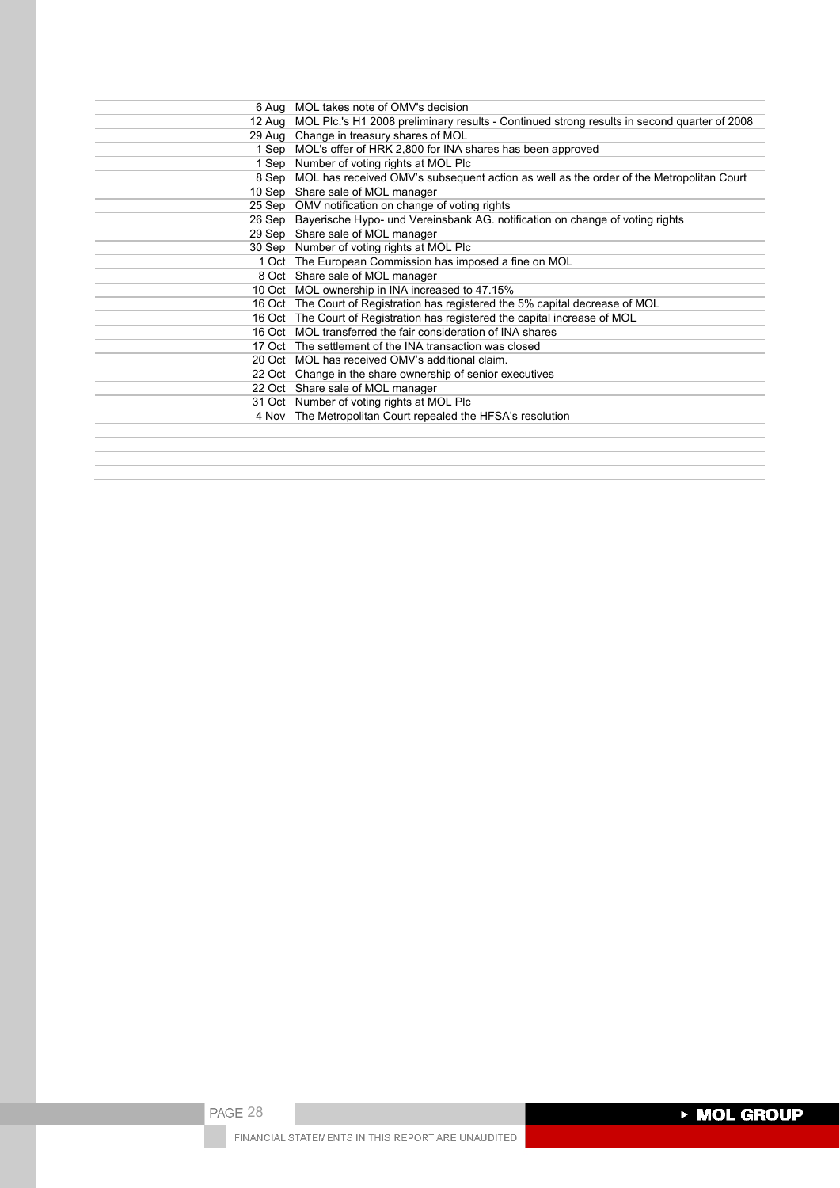| | |
|---|---|
| 6 Aug | MOL takes note of OMV's decision |
| 12 Aug | MOL Plc.'s H1 2008 preliminary results - Continued strong results in second quarter of 2008 |
| 29 Aug | Change in treasury shares of MOL |
| 1 Sep | MOL's offer of HRK 2,800 for INA shares has been approved |
| 1 Sep | Number of voting rights at MOL Plc |
| 8 Sep | MOL has received OMV's subsequent action as well as the order of the Metropolitan Court |
| 10 Sep | Share sale of MOL manager |
| 25 Sep | OMV notification on change of voting rights |
| 26 Sep | Bayerische Hypo- und Vereinsbank AG. notification on change of voting rights |
| 29 Sep | Share sale of MOL manager |
| 30 Sep | Number of voting rights at MOL Plc |
| 1 Oct | The European Commission has imposed a fine on MOL |
| 8 Oct | Share sale of MOL manager |
| 10 Oct | MOL ownership in INA increased to 47.15% |
| 16 Oct | The Court of Registration has registered the 5% capital decrease of MOL |
| 16 Oct | The Court of Registration has registered the capital increase of MOL |
| 16 Oct | MOL transferred the fair consideration of INA shares |
| 17 Oct | The settlement of the INA transaction was closed |
| 20 Oct | MOL has received OMV's additional claim. |
| 22 Oct | Change in the share ownership of senior executives |
| 22 Oct | Share sale of MOL manager |
| 31 Oct | Number of voting rights at MOL Plc |
| 4 Nov | The Metropolitan Court repealed the HFSA's resolution |

FINANCIAL STATEMENTS IN THIS REPORT ARE UNAUDITED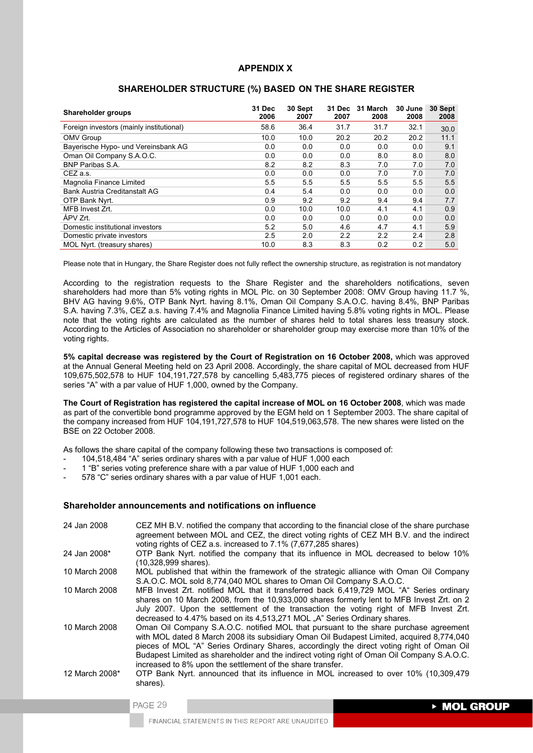# APPENDIX X

## SHAREHOLDER STRUCTURE (%) BASED ON THE SHARE REGISTER

| Shareholder groups | 31 Dec 2006 | 30 Sept 2007 | 31 Dec 2007 | 31 March 2008 | 30 June 2008 | 30 Sept 2008 |
|---|---|---|---|---|---|---|
| Foreign investors (mainly institutional) | 58.6 | 36.4 | 31.7 | 31.7 | 32.1 | 30.0 |
| OMV Group | 10.0 | 10.0 | 20.2 | 20.2 | 20.2 | 11.1 |
| Bayerische Hypo- und Vereinsbank AG | 0.0 | 0.0 | 0.0 | 0.0 | 0.0 | 9.1 |
| Oman Oil Company S.A.O.C. | 0.0 | 0.0 | 0.0 | 8.0 | 8.0 | 8.0 |
| BNP Paribas S.A. | 8.2 | 8.2 | 8.3 | 7.0 | 7.0 | 7.0 |
| CEZ a.s. | 0.0 | 0.0 | 0.0 | 7.0 | 7.0 | 7.0 |
| Magnolia Finance Limited | 5.5 | 5.5 | 5.5 | 5.5 | 5.5 | 5.5 |
| Bank Austria Creditanstalt AG | 0.4 | 5.4 | 0.0 | 0.0 | 0.0 | 0.0 |
| OTP Bank Nyrt. | 0.9 | 9.2 | 9.2 | 9.4 | 9.4 | 7.7 |
| MFB Invest Zrt. | 0.0 | 10.0 | 10.0 | 4.1 | 4.1 | 0.9 |
| ÁPV Zrt. | 0.0 | 0.0 | 0.0 | 0.0 | 0.0 | 0.0 |
| Domestic institutional investors | 5.2 | 5.0 | 4.6 | 4.7 | 4.1 | 5.9 |
| Domestic private investors | 2.5 | 2.0 | 2.2 | 2.2 | 2.4 | 2.8 |
| MOL Nyrt. (treasury shares) | 10.0 | 8.3 | 8.3 | 0.2 | 0.2 | 5.0 |

Please note that in Hungary, the Share Register does not fully reflect the ownership structure, as registration is not mandatory

According to the registration requests to the Share Register and the shareholders notifications, seven shareholders had more than 5% voting rights in MOL Plc. on 30 September 2008: OMV Group having 11.7 %, BHV AG having 9.6%, OTP Bank Nyrt. having 8.1%, Oman Oil Company S.A.O.C. having 8.4%, BNP Paribas S.A. having 7.3%, CEZ a.s. having 7.4% and Magnolia Finance Limited having 5.8% voting rights in MOL. Please note that the voting rights are calculated as the number of shares held to total shares less treasury stock. According to the Articles of Association no shareholder or shareholder group may exercise more than 10% of the voting rights.

**5% capital decrease was registered by the Court of Registration on 16 October 2008,** which was approved at the Annual General Meeting held on 23 April 2008. Accordingly, the share capital of MOL decreased from HUF 109,675,502,578 to HUF 104,191,727,578 by cancelling 5,483,775 pieces of registered ordinary shares of the series "A" with a par value of HUF 1,000, owned by the Company.

**The Court of Registration has registered the capital increase of MOL on 16 October 2008**, which was made as part of the convertible bond programme approved by the EGM held on 1 September 2003. The share capital of the company increased from HUF 104,191,727,578 to HUF 104,519,063,578. The new shares were listed on the BSE on 22 October 2008.

As follows the share capital of the company following these two transactions is composed of:

- 104,518,484 "A" series ordinary shares with a par value of HUF 1,000 each
- 1 "B" series voting preference share with a par value of HUF 1,000 each and
- 578 "C" series ordinary shares with a par value of HUF 1,001 each.

### Shareholder announcements and notifications on influence

| | |
|---|---|
| 24 Jan 2008 | CEZ MH B.V. notified the company that according to the financial close of the share purchase agreement between MOL and CEZ, the direct voting rights of CEZ MH B.V. and the indirect voting rights of CEZ a.s. increased to 7.1% (7,677,285 shares) |
| 24 Jan 2008* | OTP Bank Nyrt. notified the company that its influence in MOL decreased to below 10% (10,328,999 shares). |
| 10 March 2008 | MOL published that within the framework of the strategic alliance with Oman Oil Company S.A.O.C. MOL sold 8,774,040 MOL shares to Oman Oil Company S.A.O.C. |
| 10 March 2008 | MFB Invest Zrt. notified MOL that it transferred back 6,419,729 MOL "A" Series ordinary shares on 10 March 2008, from the 10,933,000 shares formerly lent to MFB Invest Zrt. on 2 July 2007. Upon the settlement of the transaction the voting right of MFB Invest Zrt. decreased to 4.47% based on its 4,513,271 MOL „A" Series Ordinary shares. |
| 10 March 2008 | Oman Oil Company S.A.O.C. notified MOL that pursuant to the share purchase agreement with MOL dated 8 March 2008 its subsidiary Oman Oil Budapest Limited, acquired 8,774,040 pieces of MOL "A" Series Ordinary Shares, accordingly the direct voting right of Oman Oil Budapest Limited as shareholder and the indirect voting right of Oman Oil Company S.A.O.C. increased to 8% upon the settlement of the share transfer. |
| 12 March 2008* | OTP Bank Nyrt. announced that its influence in MOL increased to over 10% (10,309,479 shares). |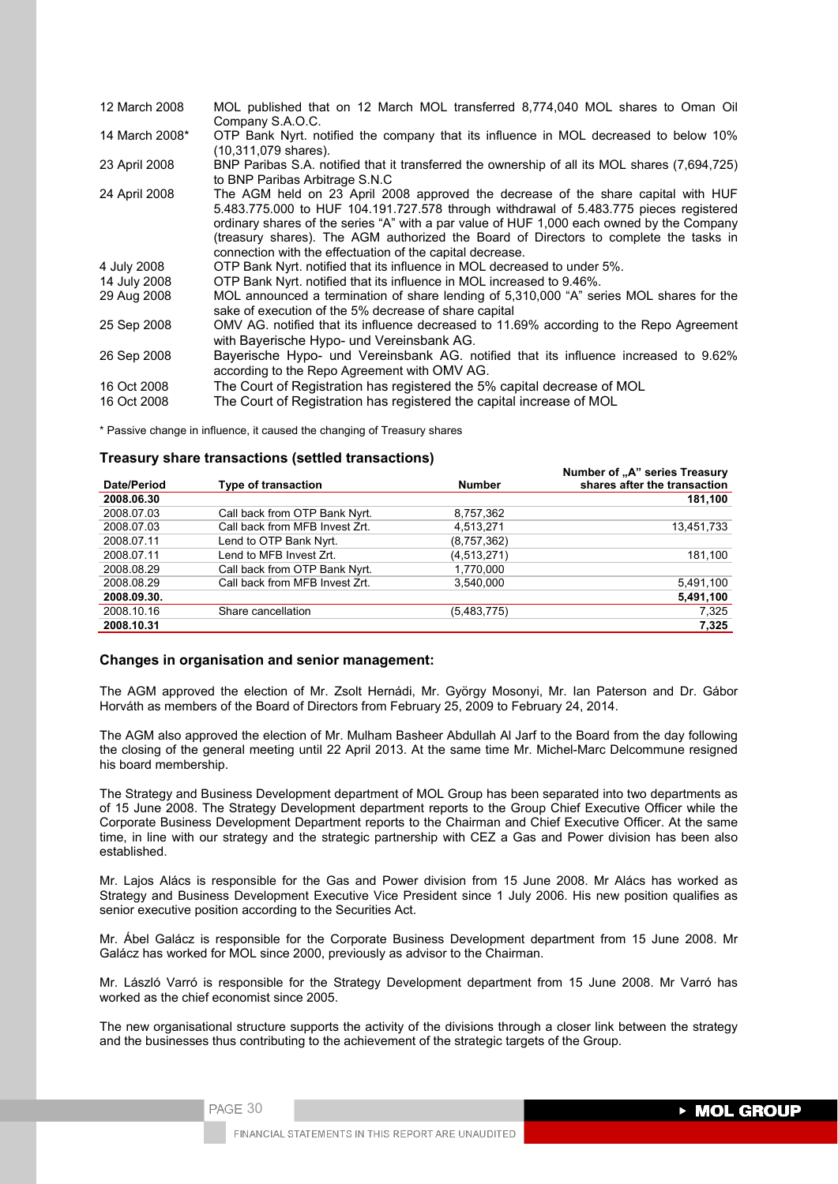| | |
|---|---|
| 12 March 2008 | MOL published that on 12 March MOL transferred 8,774,040 MOL shares to Oman Oil Company S.A.O.C. |
| 14 March 2008* | OTP Bank Nyrt. notified the company that its influence in MOL decreased to below 10% (10,311,079 shares). |
| 23 April 2008 | BNP Paribas S.A. notified that it transferred the ownership of all its MOL shares (7,694,725) to BNP Paribas Arbitrage S.N.C |
| 24 April 2008 | The AGM held on 23 April 2008 approved the decrease of the share capital with HUF 5.483.775.000 to HUF 104.191.727.578 through withdrawal of 5.483.775 pieces registered ordinary shares of the series "A" with a par value of HUF 1,000 each owned by the Company (treasury shares). The AGM authorized the Board of Directors to complete the tasks in connection with the effectuation of the capital decrease. |
| 4 July 2008 | OTP Bank Nyrt. notified that its influence in MOL decreased to under 5%. |
| 14 July 2008 | OTP Bank Nyrt. notified that its influence in MOL increased to 9.46%. |
| 29 Aug 2008 | MOL announced a termination of share lending of 5,310,000 "A" series MOL shares for the sake of execution of the 5% decrease of share capital |
| 25 Sep 2008 | OMV AG. notified that its influence decreased to 11.69% according to the Repo Agreement with Bayerische Hypo- und Vereinsbank AG. |
| 26 Sep 2008 | Bayerische Hypo- und Vereinsbank AG. notified that its influence increased to 9.62% according to the Repo Agreement with OMV AG. |
| 16 Oct 2008 | The Court of Registration has registered the 5% capital decrease of MOL |
| 16 Oct 2008 | The Court of Registration has registered the capital increase of MOL |

\* Passive change in influence, it caused the changing of Treasury shares

### Treasury share transactions (settled transactions)

| Date/Period | Type of transaction | Number | Number of „A" series Treasury shares after the transaction |
|---|---|---|---|
| **2008.06.30** | | | **181,100** |
| 2008.07.03 | Call back from OTP Bank Nyrt. | 8,757,362 | |
| 2008.07.03 | Call back from MFB Invest Zrt. | 4,513,271 | 13,451,733 |
| 2008.07.11 | Lend to OTP Bank Nyrt. | (8,757,362) | |
| 2008.07.11 | Lend to MFB Invest Zrt. | (4,513,271) | 181,100 |
| 2008.08.29 | Call back from OTP Bank Nyrt. | 1,770,000 | |
| 2008.08.29 | Call back from MFB Invest Zrt. | 3,540,000 | 5,491,100 |
| **2008.09.30.** | | | **5,491,100** |
| 2008.10.16 | Share cancellation | (5,483,775) | 7,325 |
| **2008.10.31** | | | **7,325** |

### Changes in organisation and senior management:

The AGM approved the election of Mr. Zsolt Hernádi, Mr. György Mosonyi, Mr. Ian Paterson and Dr. Gábor Horváth as members of the Board of Directors from February 25, 2009 to February 24, 2014.

The AGM also approved the election of Mr. Mulham Basheer Abdullah Al Jarf to the Board from the day following the closing of the general meeting until 22 April 2013. At the same time Mr. Michel-Marc Delcommune resigned his board membership.

The Strategy and Business Development department of MOL Group has been separated into two departments as of 15 June 2008. The Strategy Development department reports to the Group Chief Executive Officer while the Corporate Business Development Department reports to the Chairman and Chief Executive Officer. At the same time, in line with our strategy and the strategic partnership with CEZ a Gas and Power division has been also established.

Mr. Lajos Alács is responsible for the Gas and Power division from 15 June 2008. Mr Alács has worked as Strategy and Business Development Executive Vice President since 1 July 2006. His new position qualifies as senior executive position according to the Securities Act.

Mr. Ábel Galácz is responsible for the Corporate Business Development department from 15 June 2008. Mr Galácz has worked for MOL since 2000, previously as advisor to the Chairman.

Mr. László Varró is responsible for the Strategy Development department from 15 June 2008. Mr Varró has worked as the chief economist since 2005.

The new organisational structure supports the activity of the divisions through a closer link between the strategy and the businesses thus contributing to the achievement of the strategic targets of the Group.